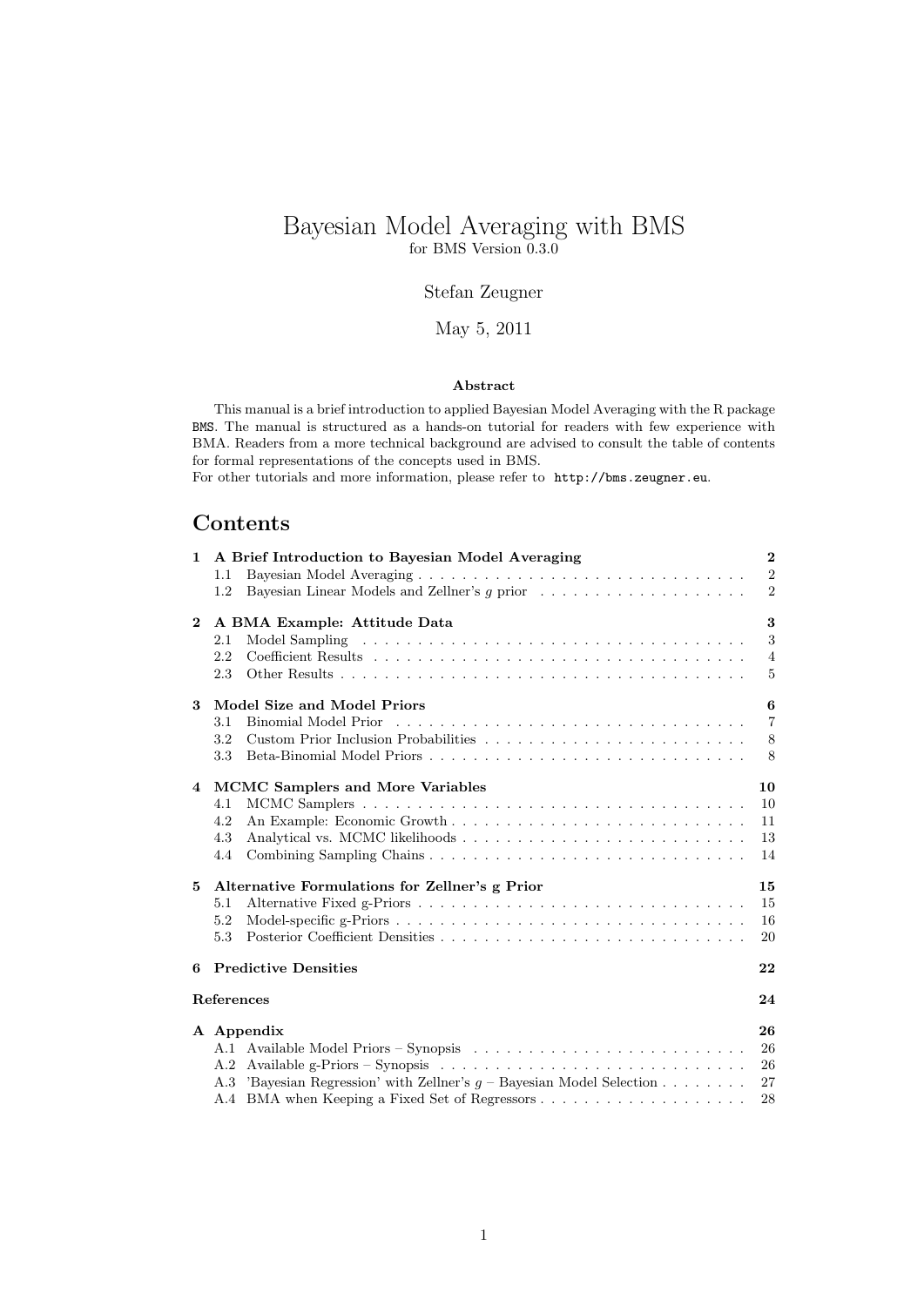# Bayesian Model Averaging with BMS

for BMS Version 0.3.0

Stefan Zeugner

May 5, 2011

**Abstract**

This manual is a brief introduction to applied Bayesian Model Averaging with the R package `BMS`. The manual is structured as a hands-on tutorial for readers with few experience with BMA. Readers from a more technical background are advised to consult the table of contents for formal representations of the concepts used in BMS.
For other tutorials and more information, please refer to `http://bms.zeugner.eu`.

## Contents

**1 A Brief Introduction to Bayesian Model Averaging** — 2
- 1.1 Bayesian Model Averaging — 2
- 1.2 Bayesian Linear Models and Zellner's $g$ prior — 2

**2 A BMA Example: Attitude Data** — 3
- 2.1 Model Sampling — 3
- 2.2 Coefficient Results — 4
- 2.3 Other Results — 5

**3 Model Size and Model Priors** — 6
- 3.1 Binomial Model Prior — 7
- 3.2 Custom Prior Inclusion Probabilities — 8
- 3.3 Beta-Binomial Model Priors — 8

**4 MCMC Samplers and More Variables** — 10
- 4.1 MCMC Samplers — 10
- 4.2 An Example: Economic Growth — 11
- 4.3 Analytical vs. MCMC likelihoods — 13
- 4.4 Combining Sampling Chains — 14

**5 Alternative Formulations for Zellner's g Prior** — 15
- 5.1 Alternative Fixed g-Priors — 15
- 5.2 Model-specific g-Priors — 16
- 5.3 Posterior Coefficient Densities — 20

**6 Predictive Densities** — 22

**References** — 24

**A Appendix** — 26
- A.1 Available Model Priors – Synopsis — 26
- A.2 Available g-Priors – Synopsis — 26
- A.3 'Bayesian Regression' with Zellner's $g$ – Bayesian Model Selection — 27
- A.4 BMA when Keeping a Fixed Set of Regressors — 28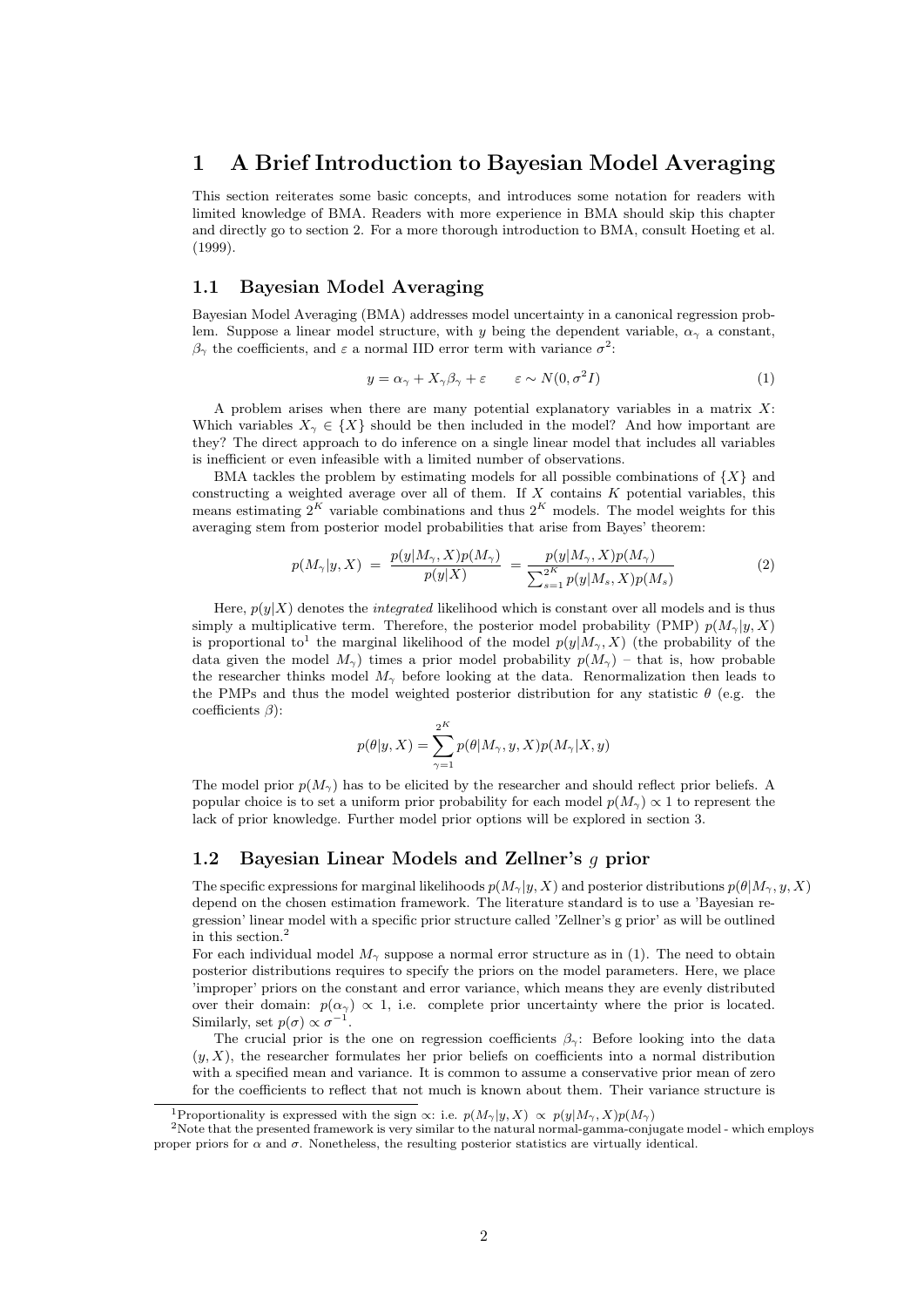# 1 A Brief Introduction to Bayesian Model Averaging

This section reiterates some basic concepts, and introduces some notation for readers with limited knowledge of BMA. Readers with more experience in BMA should skip this chapter and directly go to section 2. For a more thorough introduction to BMA, consult Hoeting et al. (1999).

## 1.1 Bayesian Model Averaging

Bayesian Model Averaging (BMA) addresses model uncertainty in a canonical regression problem. Suppose a linear model structure, with $y$ being the dependent variable, $\alpha_\gamma$ a constant, $\beta_\gamma$ the coefficients, and $\varepsilon$ a normal IID error term with variance $\sigma^2$:

$$y = \alpha_\gamma + X_\gamma \beta_\gamma + \varepsilon \qquad \varepsilon \sim N(0, \sigma^2 I) \tag{1}$$

A problem arises when there are many potential explanatory variables in a matrix $X$: Which variables $X_\gamma \in \{X\}$ should be then included in the model? And how important are they? The direct approach to do inference on a single linear model that includes all variables is inefficient or even infeasible with a limited number of observations.

BMA tackles the problem by estimating models for all possible combinations of $\{X\}$ and constructing a weighted average over all of them. If $X$ contains $K$ potential variables, this means estimating $2^K$ variable combinations and thus $2^K$ models. The model weights for this averaging stem from posterior model probabilities that arise from Bayes' theorem:

$$p(M_\gamma|y, X) = \frac{p(y|M_\gamma, X)p(M_\gamma)}{p(y|X)} = \frac{p(y|M_\gamma, X)p(M_\gamma)}{\sum_{s=1}^{2^K} p(y|M_s, X)p(M_s)} \tag{2}$$

Here, $p(y|X)$ denotes the *integrated* likelihood which is constant over all models and is thus simply a multiplicative term. Therefore, the posterior model probability (PMP) $p(M_\gamma|y, X)$ is proportional to[1] the marginal likelihood of the model $p(y|M_\gamma, X)$ (the probability of the data given the model $M_\gamma$) times a prior model probability $p(M_\gamma)$ – that is, how probable the researcher thinks model $M_\gamma$ before looking at the data. Renormalization then leads to the PMPs and thus the model weighted posterior distribution for any statistic $\theta$ (e.g. the coefficients $\beta$):

$$p(\theta|y, X) = \sum_{\gamma=1}^{2^K} p(\theta|M_\gamma, y, X)p(M_\gamma|X, y)$$

The model prior $p(M_\gamma)$ has to be elicited by the researcher and should reflect prior beliefs. A popular choice is to set a uniform prior probability for each model $p(M_\gamma) \propto 1$ to represent the lack of prior knowledge. Further model prior options will be explored in section 3.

## 1.2 Bayesian Linear Models and Zellner's $g$ prior

The specific expressions for marginal likelihoods $p(M_\gamma|y, X)$ and posterior distributions $p(\theta|M_\gamma, y, X)$ depend on the chosen estimation framework. The literature standard is to use a 'Bayesian regression' linear model with a specific prior structure called 'Zellner's g prior' as will be outlined in this section.[2]

For each individual model $M_\gamma$ suppose a normal error structure as in (1). The need to obtain posterior distributions requires to specify the priors on the model parameters. Here, we place 'improper' priors on the constant and error variance, which means they are evenly distributed over their domain: $p(\alpha_\gamma) \propto 1$, i.e. complete prior uncertainty where the prior is located. Similarly, set $p(\sigma) \propto \sigma^{-1}$.

The crucial prior is the one on regression coefficients $\beta_\gamma$: Before looking into the data $(y, X)$, the researcher formulates her prior beliefs on coefficients into a normal distribution with a specified mean and variance. It is common to assume a conservative prior mean of zero for the coefficients to reflect that not much is known about them. Their variance structure is

[1] Proportionality is expressed with the sign $\propto$: i.e. $p(M_\gamma|y, X) \propto p(y|M_\gamma, X)p(M_\gamma)$

[2] Note that the presented framework is very similar to the natural normal-gamma-conjugate model - which employs proper priors for $\alpha$ and $\sigma$. Nonetheless, the resulting posterior statistics are virtually identical.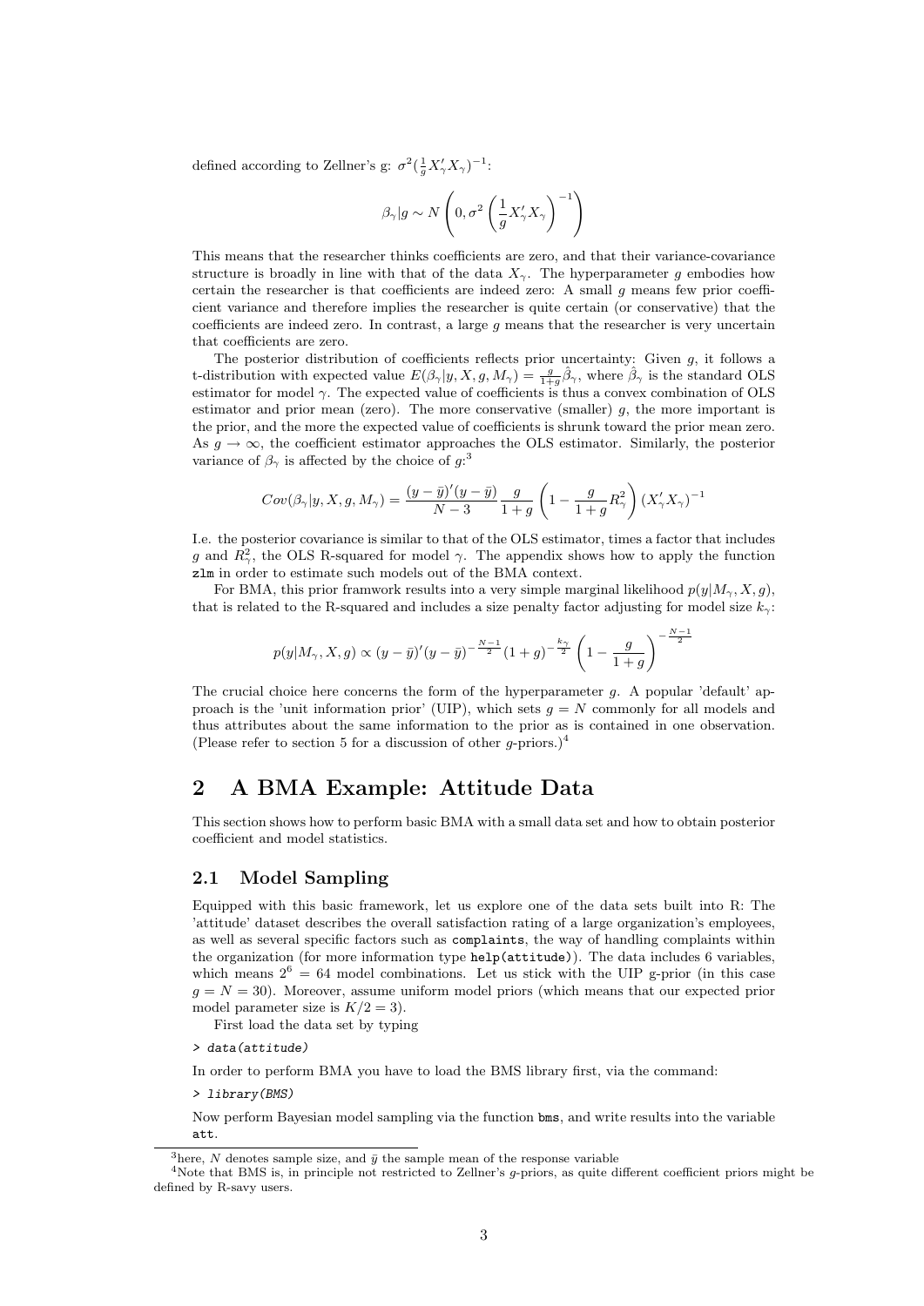defined according to Zellner's g: $\sigma^2(\frac{1}{g}X_\gamma' X_\gamma)^{-1}$:

$$\beta_\gamma | g \sim N\left(0, \sigma^2 \left(\frac{1}{g}X_\gamma' X_\gamma\right)^{-1}\right)$$

This means that the researcher thinks coefficients are zero, and that their variance-covariance structure is broadly in line with that of the data $X_\gamma$. The hyperparameter $g$ embodies how certain the researcher is that coefficients are indeed zero: A small $g$ means few prior coefficient variance and therefore implies the researcher is quite certain (or conservative) that the coefficients are indeed zero. In contrast, a large $g$ means that the researcher is very uncertain that coefficients are zero.

The posterior distribution of coefficients reflects prior uncertainty: Given $g$, it follows a t-distribution with expected value $E(\beta_\gamma|y, X, g, M_\gamma) = \frac{g}{1+g}\hat{\beta}_\gamma$, where $\hat{\beta}_\gamma$ is the standard OLS estimator for model $\gamma$. The expected value of coefficients is thus a convex combination of OLS estimator and prior mean (zero). The more conservative (smaller) $g$, the more important is the prior, and the more the expected value of coefficients is shrunk toward the prior mean zero. As $g \to \infty$, the coefficient estimator approaches the OLS estimator. Similarly, the posterior variance of $\beta_\gamma$ is affected by the choice of $g$:[3]

$$Cov(\beta_\gamma|y, X, g, M_\gamma) = \frac{(y-\bar{y})'(y-\bar{y})}{N-3}\frac{g}{1+g}\left(1 - \frac{g}{1+g}R_\gamma^2\right)(X_\gamma' X_\gamma)^{-1}$$

I.e. the posterior covariance is similar to that of the OLS estimator, times a factor that includes $g$ and $R_\gamma^2$, the OLS R-squared for model $\gamma$. The appendix shows how to apply the function `zlm` in order to estimate such models out of the BMA context.

For BMA, this prior framwork results into a very simple marginal likelihood $p(y|M_\gamma, X, g)$, that is related to the R-squared and includes a size penalty factor adjusting for model size $k_\gamma$:

$$p(y|M_\gamma, X, g) \propto (y-\bar{y})'(y-\bar{y})^{-\frac{N-1}{2}}(1+g)^{-\frac{k_\gamma}{2}}\left(1 - \frac{g}{1+g}\right)^{-\frac{N-1}{2}}$$

The crucial choice here concerns the form of the hyperparameter $g$. A popular 'default' approach is the 'unit information prior' (UIP), which sets $g = N$ commonly for all models and thus attributes about the same information to the prior as is contained in one observation. (Please refer to section 5 for a discussion of other $g$-priors.)[4]

# 2 A BMA Example: Attitude Data

This section shows how to perform basic BMA with a small data set and how to obtain posterior coefficient and model statistics.

## 2.1 Model Sampling

Equipped with this basic framework, let us explore one of the data sets built into R: The 'attitude' dataset describes the overall satisfaction rating of a large organization's employees, as well as several specific factors such as `complaints`, the way of handling complaints within the organization (for more information type `help(attitude)`). The data includes 6 variables, which means $2^6 = 64$ model combinations. Let us stick with the UIP g-prior (in this case $g = N = 30$). Moreover, assume uniform model priors (which means that our expected prior model parameter size is $K/2 = 3$).

First load the data set by typing

```
> data(attitude)
```

In order to perform BMA you have to load the BMS library first, via the command:

```
> library(BMS)
```

Now perform Bayesian model sampling via the function `bms`, and write results into the variable `att`.

---

[3] here, $N$ denotes sample size, and $\bar{y}$ the sample mean of the response variable

[4] Note that BMS is, in principle not restricted to Zellner's $g$-priors, as quite different coefficient priors might be defined by R-savy users.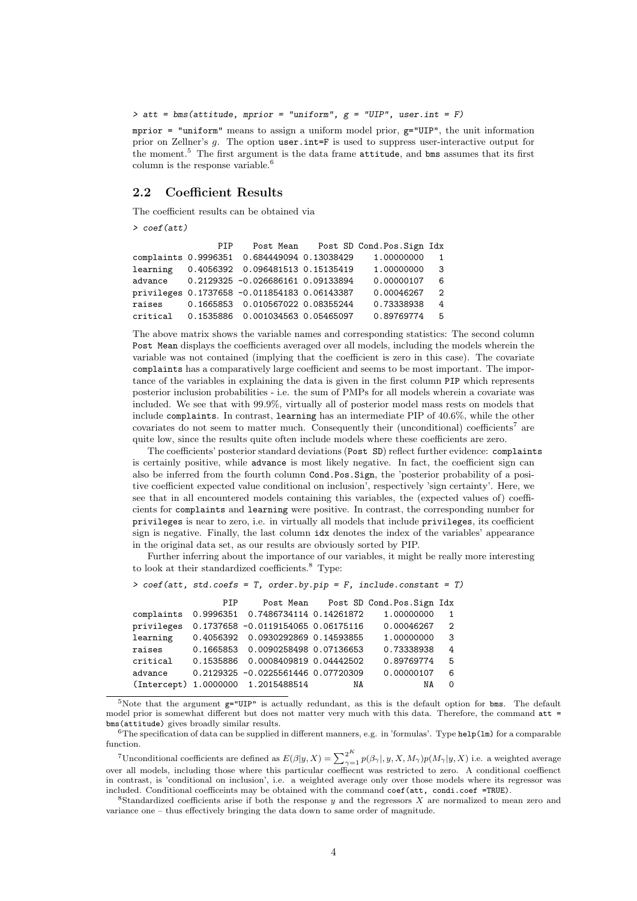```
> att = bms(attitude, mprior = "uniform", g = "UIP", user.int = F)
```

`mprior = "uniform"` means to assign a uniform model prior, `g="UIP"`, the unit information prior on Zellner's $g$. The option `user.int=F` is used to suppress user-interactive output for the moment.[5] The first argument is the data frame `attitude`, and `bms` assumes that its first column is the response variable.[6]

## 2.2 Coefficient Results

The coefficient results can be obtained via

```
> coef(att)
```

```
                 PIP    Post Mean    Post SD Cond.Pos.Sign Idx
complaints 0.9996351  0.684449094 0.13038429    1.00000000   1
learning   0.4056392  0.096481513 0.15135419    1.00000000   3
advance    0.2129325 -0.026686161 0.09133894    0.00000107   6
privileges 0.1737658 -0.011854183 0.06143387    0.00046267   2
raises     0.1665853  0.010567022 0.08355244    0.73338938   4
critical   0.1535886  0.001034563 0.05465097    0.89769774   5
```

The above matrix shows the variable names and corresponding statistics: The second column `Post Mean` displays the coefficients averaged over all models, including the models wherein the variable was not contained (implying that the coefficient is zero in this case). The covariate `complaints` has a comparatively large coefficient and seems to be most important. The importance of the variables in explaining the data is given in the first column `PIP` which represents posterior inclusion probabilities - i.e. the sum of PMPs for all models wherein a covariate was included. We see that with 99.9%, virtually all of posterior model mass rests on models that include `complaints`. In contrast, `learning` has an intermediate PIP of 40.6%, while the other covariates do not seem to matter much. Consequently their (unconditional) coefficients[7] are quite low, since the results quite often include models where these coefficients are zero.

The coefficients' posterior standard deviations (`Post SD`) reflect further evidence: `complaints` is certainly positive, while `advance` is most likely negative. In fact, the coefficient sign can also be inferred from the fourth column `Cond.Pos.Sign`, the 'posterior probability of a positive coefficient expected value conditional on inclusion', respectively 'sign certainty'. Here, we see that in all encountered models containing this variables, the (expected values of) coefficients for `complaints` and `learning` were positive. In contrast, the corresponding number for `privileges` is near to zero, i.e. in virtually all models that include `privileges`, its coefficient sign is negative. Finally, the last column `idx` denotes the index of the variables' appearance in the original data set, as our results are obviously sorted by PIP.

Further inferring about the importance of our variables, it might be really more interesting to look at their standardized coefficients.[8] Type:

```
> coef(att, std.coefs = T, order.by.pip = F, include.constant = T)
```

```
                  PIP     Post Mean    Post SD Cond.Pos.Sign Idx
complaints  0.9996351  0.7486734114 0.14261872    1.00000000   1
privileges  0.1737658 -0.0119154065 0.06175116    0.00046267   2
learning    0.4056392  0.0930292869 0.14593855    1.00000000   3
raises      0.1665853  0.0090258498 0.07136653    0.73338938   4
critical    0.1535886  0.0008409819 0.04442502    0.89769774   5
advance     0.2129325 -0.0225561446 0.07720309    0.00000107   6
(Intercept) 1.0000000  1.2015488514         NA            NA   0
```

---

[5] Note that the argument `g="UIP"` is actually redundant, as this is the default option for `bms`. The default model prior is somewhat different but does not matter very much with this data. Therefore, the command `att = bms(attitude)` gives broadly similar results.

[6] The specification of data can be supplied in different manners, e.g. in 'formulas'. Type `help(lm)` for a comparable function.

[7] Unconditional coefficients are defined as $E(\beta|y,X) = \sum_{\gamma=1}^{2^K} p(\beta_\gamma|,y,X,M_\gamma)p(M_\gamma|y,X)$ i.e. a weighted average over all models, including those where this particular coeffiecnt was restricted to zero. A conditional coeffienct in contrast, is 'conditional on inclusion', i.e. a weighted average only over those models where its regressor was included. Conditional coefficeints may be obtained with the command `coef(att, condi.coef =TRUE)`.

[8] Standardized coefficients arise if both the response $y$ and the regressors $X$ are normalized to mean zero and variance one – thus effectively bringing the data down to same order of magnitude.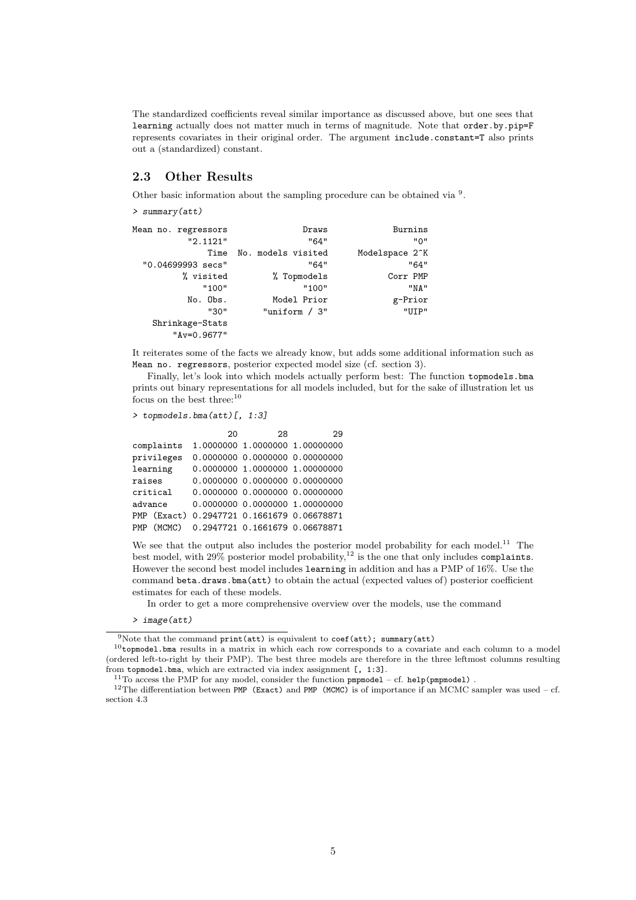The standardized coefficients reveal similar importance as discussed above, but one sees that `learning` actually does not matter much in terms of magnitude. Note that `order.by.pip=F` represents covariates in their original order. The argument `include.constant=T` also prints out a (standardized) constant.

## 2.3 Other Results

Other basic information about the sampling procedure can be obtained via [9].

```
> summary(att)

Mean no. regressors               Draws             Burnins
           "2.1121"                "64"                 "0"
               Time  No. models visited      Modelspace 2^K
  "0.04699993 secs"                "64"                "64"
          % visited         % Topmodels            Corr PMP
              "100"               "100"                "NA"
           No. Obs.         Model Prior             g-Prior
               "30"       "uniform / 3"               "UIP"
    Shrinkage-Stats
        "Av=0.9677"
```

It reiterates some of the facts we already know, but adds some additional information such as `Mean no. regressors`, posterior expected model size (cf. section 3).

Finally, let's look into which models actually perform best: The function `topmodels.bma` prints out binary representations for all models included, but for the sake of illustration let us focus on the best three:[10]

```
> topmodels.bma(att)[, 1:3]

                   20        28         29
complaints  1.0000000 1.0000000 1.00000000
privileges  0.0000000 0.0000000 0.00000000
learning    0.0000000 1.0000000 1.00000000
raises      0.0000000 0.0000000 0.00000000
critical    0.0000000 0.0000000 0.00000000
advance     0.0000000 0.0000000 1.00000000
PMP (Exact) 0.2947721 0.1661679 0.06678871
PMP (MCMC)  0.2947721 0.1661679 0.06678871
```

We see that the output also includes the posterior model probability for each model.[11] The best model, with 29% posterior model probability,[12] is the one that only includes `complaints`. However the second best model includes `learning` in addition and has a PMP of 16%. Use the command `beta.draws.bma(att)` to obtain the actual (expected values of) posterior coefficient estimates for each of these models.

In order to get a more comprehensive overview over the models, use the command

```
> image(att)
```

---

[9] Note that the command `print(att)` is equivalent to `coef(att); summary(att)`

[10] `topmodel.bma` results in a matrix in which each row corresponds to a covariate and each column to a model (ordered left-to-right by their PMP). The best three models are therefore in the three leftmost columns resulting from `topmodel.bma`, which are extracted via index assignment `[, 1:3]`.

[11] To access the PMP for any model, consider the function `pmpmodel` – cf. `help(pmpmodel)` .

[12] The differentiation between `PMP (Exact)` and `PMP (MCMC)` is of importance if an MCMC sampler was used – cf. section 4.3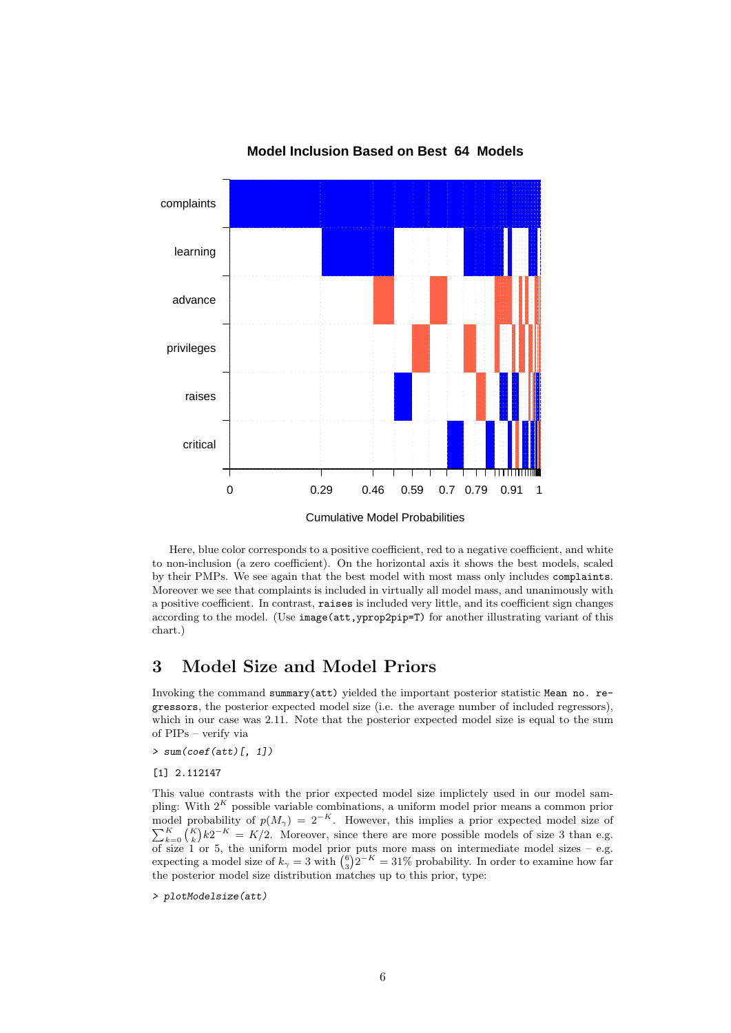Here, blue color corresponds to a positive coefficient, red to a negative coefficient, and white to non-inclusion (a zero coefficient). On the horizontal axis it shows the best models, scaled by their PMPs. We see again that the best model with most mass only includes `complaints`. Moreover we see that complaints is included in virtually all model mass, and unanimously with a positive coefficient. In contrast, `raises` is included very little, and its coefficient sign changes according to the model. (Use `image(att,yprop2pip=T)` for another illustrating variant of this chart.)

## 3 Model Size and Model Priors

Invoking the command `summary(att)` yielded the important posterior statistic `Mean no. regressors`, the posterior expected model size (i.e. the average number of included regressors), which in our case was 2.11. Note that the posterior expected model size is equal to the sum of PIPs – verify via

```
> sum(coef(att)[, 1])
[1] 2.112147
```

This value contrasts with the prior expected model size implictely used in our model sampling: With $2^K$ possible variable combinations, a uniform model prior means a common prior model probability of $p(M_\gamma) = 2^{-K}$. However, this implies a prior expected model size of $\sum_{k=0}^{K} \binom{K}{k} k 2^{-K} = K/2$. Moreover, since there are more possible models of size 3 than e.g. of size 1 or 5, the uniform model prior puts more mass on intermediate model sizes – e.g. expecting a model size of $k_\gamma = 3$ with $\binom{6}{3} 2^{-K} = 31\%$ probability. In order to examine how far the posterior model size distribution matches up to this prior, type:

```
> plotModelsize(att)
```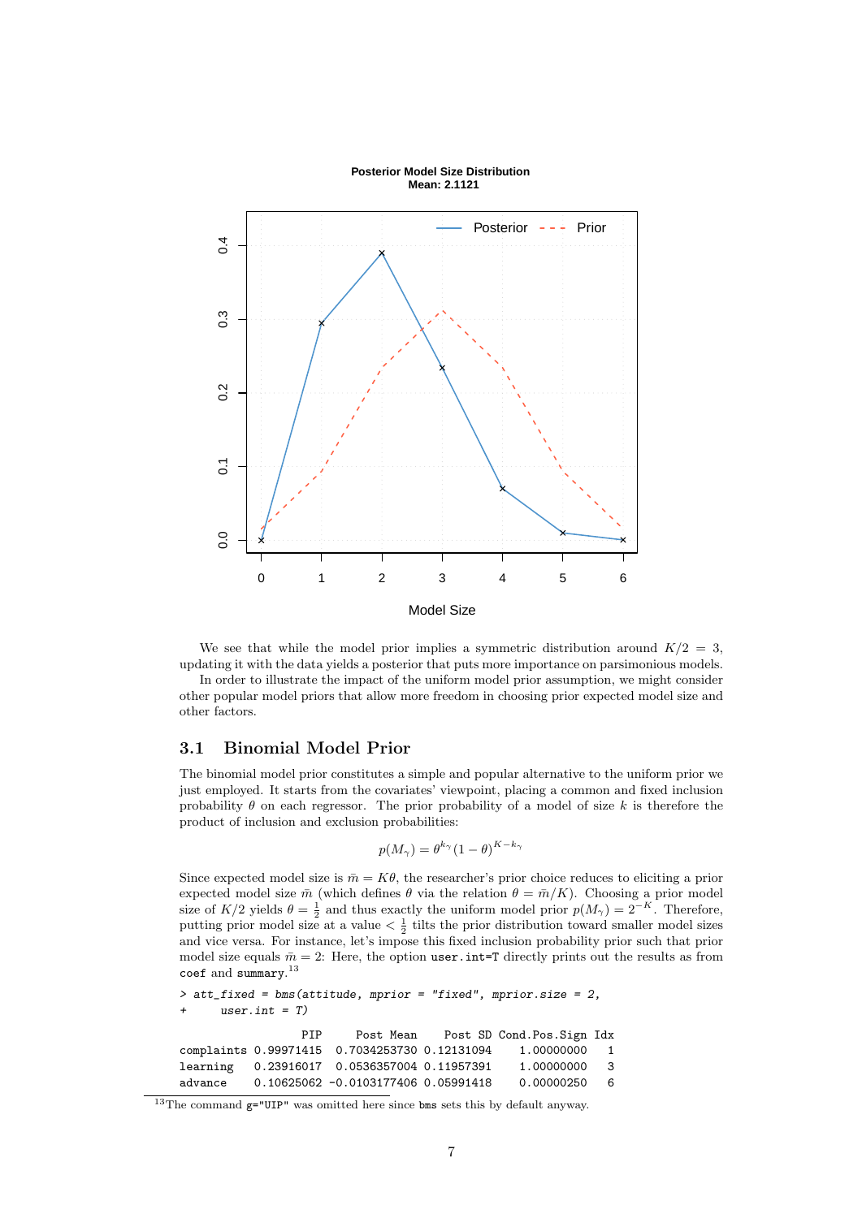We see that while the model prior implies a symmetric distribution around $K/2 = 3$, updating it with the data yields a posterior that puts more importance on parsimonious models.

In order to illustrate the impact of the uniform model prior assumption, we might consider other popular model priors that allow more freedom in choosing prior expected model size and other factors.

## 3.1 Binomial Model Prior

The binomial model prior constitutes a simple and popular alternative to the uniform prior we just employed. It starts from the covariates' viewpoint, placing a common and fixed inclusion probability $\theta$ on each regressor. The prior probability of a model of size $k$ is therefore the product of inclusion and exclusion probabilities:

$$p(M_\gamma) = \theta^{k_\gamma}(1-\theta)^{K-k_\gamma}$$

Since expected model size is $\bar{m} = K\theta$, the researcher's prior choice reduces to eliciting a prior expected model size $\bar{m}$ (which defines $\theta$ via the relation $\theta = \bar{m}/K$). Choosing a prior model size of $K/2$ yields $\theta = \frac{1}{2}$ and thus exactly the uniform model prior $p(M_\gamma) = 2^{-K}$. Therefore, putting prior model size at a value $< \frac{1}{2}$ tilts the prior distribution toward smaller model sizes and vice versa. For instance, let's impose this fixed inclusion probability prior such that prior model size equals $\bar{m} = 2$: Here, the option `user.int=T` directly prints out the results as from `coef` and `summary`.[13]

```
> att_fixed = bms(attitude, mprior = "fixed", mprior.size = 2,
+     user.int = T)

                 PIP     Post Mean    Post SD Cond.Pos.Sign Idx
complaints 0.99971415  0.7034253730 0.12131094    1.00000000   1
learning   0.23916017  0.0536357004 0.11957391    1.00000000   3
advance    0.10625062 -0.0103177406 0.05991418    0.00000250   6
```

[13] The command `g="UIP"` was omitted here since `bms` sets this by default anyway.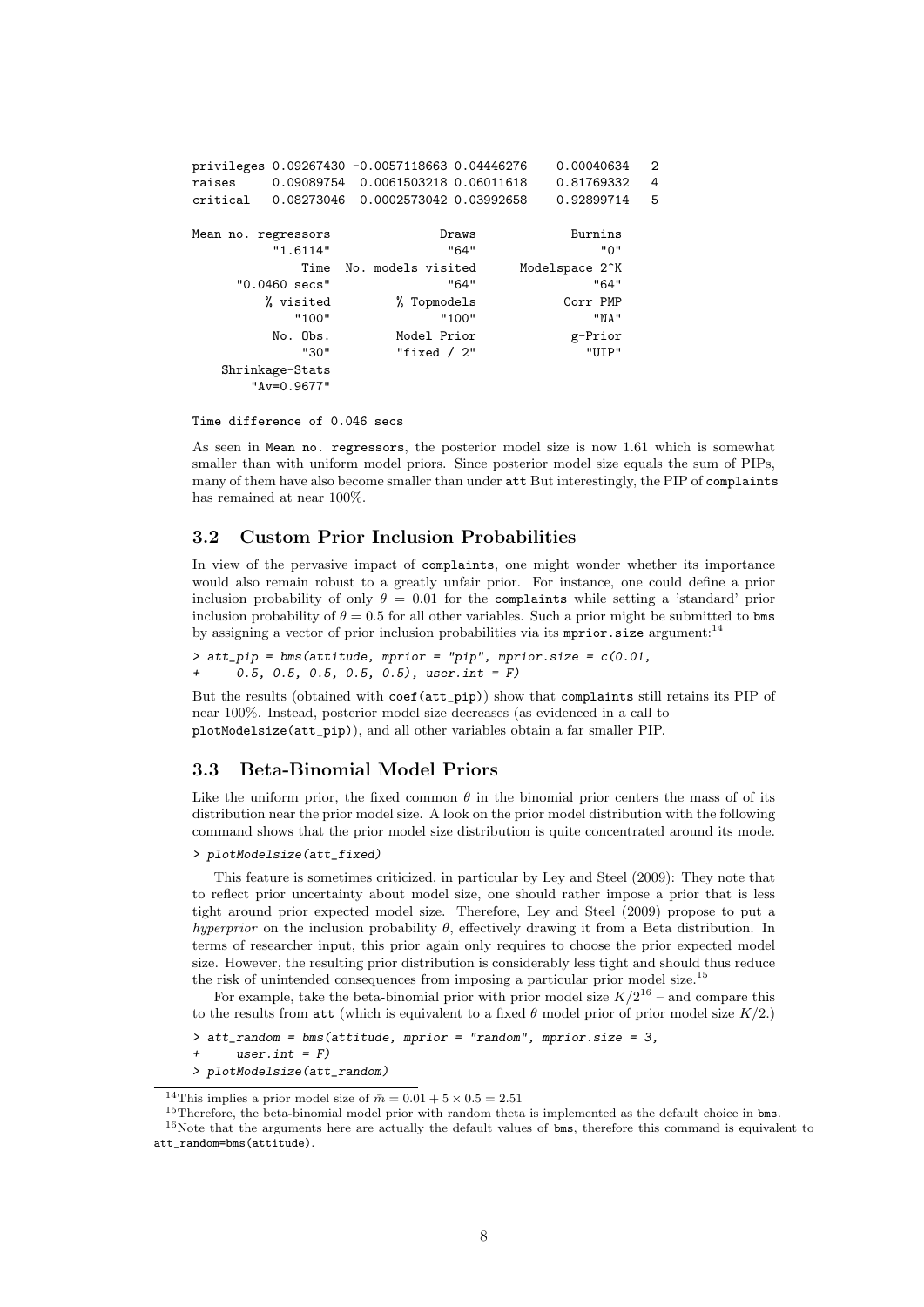```
privileges 0.09267430 -0.0057118663 0.04446276    0.00040634   2
raises     0.09089754  0.0061503218 0.06011618    0.81769332   4
critical   0.08273046  0.0002573042 0.03992658    0.92899714   5

Mean no. regressors               Draws             Burnins
           "1.6114"                "64"                 "0"
               Time  No. models visited      Modelspace 2^K
        "0.0460 secs"              "64"                "64"
          % visited         % Topmodels            Corr PMP
              "100"               "100"                "NA"
           No. Obs.         Model Prior             g-Prior
               "30"        "fixed / 2"               "UIP"
    Shrinkage-Stats
        "Av=0.9677"

Time difference of 0.046 secs
```

As seen in `Mean no. regressors`, the posterior model size is now 1.61 which is somewhat smaller than with uniform model priors. Since posterior model size equals the sum of PIPs, many of them have also become smaller than under `att` But interestingly, the PIP of `complaints` has remained at near 100%.

## 3.2 Custom Prior Inclusion Probabilities

In view of the pervasive impact of `complaints`, one might wonder whether its importance would also remain robust to a greatly unfair prior. For instance, one could define a prior inclusion probability of only $\theta = 0.01$ for the `complaints` while setting a 'standard' prior inclusion probability of $\theta = 0.5$ for all other variables. Such a prior might be submitted to `bms` by assigning a vector of prior inclusion probabilities via its `mprior.size` argument:[14]

```
> att_pip = bms(attitude, mprior = "pip", mprior.size = c(0.01,
+     0.5, 0.5, 0.5, 0.5, 0.5), user.int = F)
```

But the results (obtained with `coef(att_pip)`) show that `complaints` still retains its PIP of near 100%. Instead, posterior model size decreases (as evidenced in a call to `plotModelsize(att_pip)`), and all other variables obtain a far smaller PIP.

## 3.3 Beta-Binomial Model Priors

Like the uniform prior, the fixed common $\theta$ in the binomial prior centers the mass of of its distribution near the prior model size. A look on the prior model distribution with the following command shows that the prior model size distribution is quite concentrated around its mode.

```
> plotModelsize(att_fixed)
```

This feature is sometimes criticized, in particular by Ley and Steel (2009): They note that to reflect prior uncertainty about model size, one should rather impose a prior that is less tight around prior expected model size. Therefore, Ley and Steel (2009) propose to put a *hyperprior* on the inclusion probability $\theta$, effectively drawing it from a Beta distribution. In terms of researcher input, this prior again only requires to choose the prior expected model size. However, the resulting prior distribution is considerably less tight and should thus reduce the risk of unintended consequences from imposing a particular prior model size.[15]

For example, take the beta-binomial prior with prior model size $K/2$[16] – and compare this to the results from `att` (which is equivalent to a fixed $\theta$ model prior of prior model size $K/2$.)

```
> att_random = bms(attitude, mprior = "random", mprior.size = 3,
+     user.int = F)
> plotModelsize(att_random)
```

[14] This implies a prior model size of $\bar{m} = 0.01 + 5 \times 0.5 = 2.51$

[15] Therefore, the beta-binomial model prior with random theta is implemented as the default choice in `bms`.

[16] Note that the arguments here are actually the default values of `bms`, therefore this command is equivalent to `att_random=bms(attitude)`.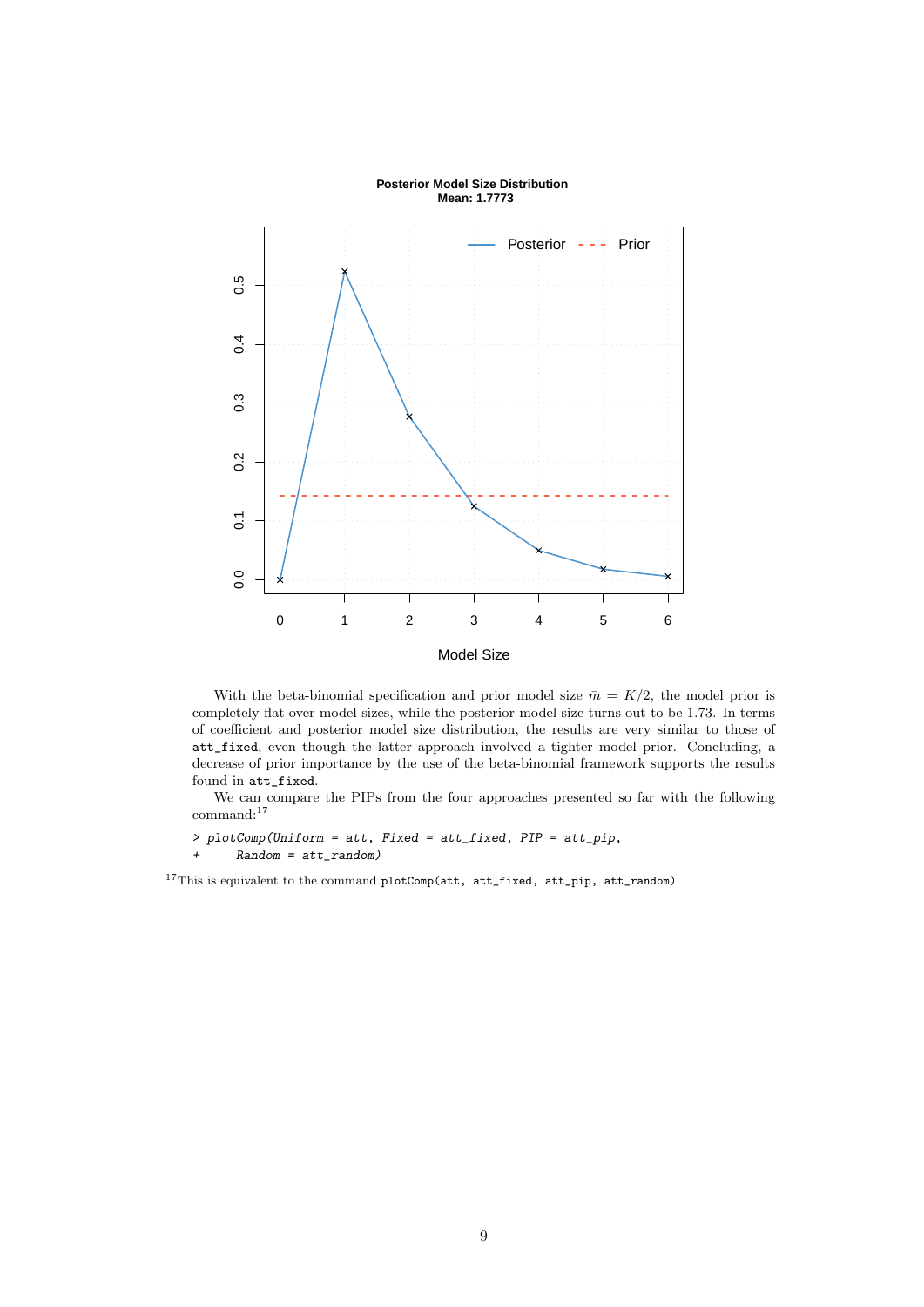With the beta-binomial specification and prior model size $\bar{m} = K/2$, the model prior is completely flat over model sizes, while the posterior model size turns out to be 1.73. In terms of coefficient and posterior model size distribution, the results are very similar to those of `att_fixed`, even though the latter approach involved a tighter model prior. Concluding, a decrease of prior importance by the use of the beta-binomial framework supports the results found in `att_fixed`.

We can compare the PIPs from the four approaches presented so far with the following command:[17]

```
> plotComp(Uniform = att, Fixed = att_fixed, PIP = att_pip,
+     Random = att_random)
```

[17]This is equivalent to the command `plotComp(att, att_fixed, att_pip, att_random)`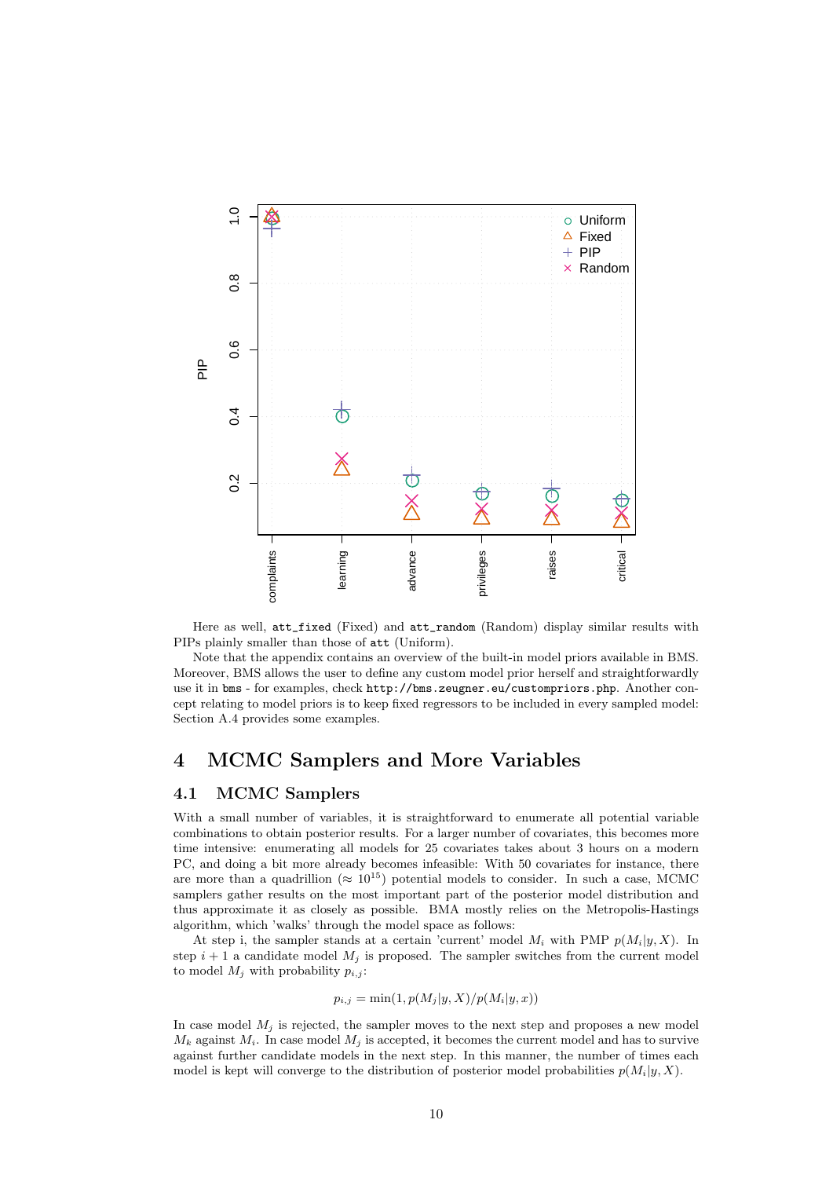Here as well, `att_fixed` (Fixed) and `att_random` (Random) display similar results with PIPs plainly smaller than those of `att` (Uniform).

Note that the appendix contains an overview of the built-in model priors available in BMS. Moreover, BMS allows the user to define any custom model prior herself and straightforwardly use it in `bms` - for examples, check `http://bms.zeugner.eu/custompriors.php`. Another concept relating to model priors is to keep fixed regressors to be included in every sampled model: Section A.4 provides some examples.

# 4 MCMC Samplers and More Variables

## 4.1 MCMC Samplers

With a small number of variables, it is straightforward to enumerate all potential variable combinations to obtain posterior results. For a larger number of covariates, this becomes more time intensive: enumerating all models for 25 covariates takes about 3 hours on a modern PC, and doing a bit more already becomes infeasible: With 50 covariates for instance, there are more than a quadrillion ($\approx 10^{15}$) potential models to consider. In such a case, MCMC samplers gather results on the most important part of the posterior model distribution and thus approximate it as closely as possible. BMA mostly relies on the Metropolis-Hastings algorithm, which 'walks' through the model space as follows:

At step i, the sampler stands at a certain 'current' model $M_i$ with PMP $p(M_i|y, X)$. In step $i+1$ a candidate model $M_j$ is proposed. The sampler switches from the current model to model $M_j$ with probability $p_{i,j}$:

$$p_{i,j} = \min(1, p(M_j|y, X)/p(M_i|y, x))$$

In case model $M_j$ is rejected, the sampler moves to the next step and proposes a new model $M_k$ against $M_i$. In case model $M_j$ is accepted, it becomes the current model and has to survive against further candidate models in the next step. In this manner, the number of times each model is kept will converge to the distribution of posterior model probabilities $p(M_i|y, X)$.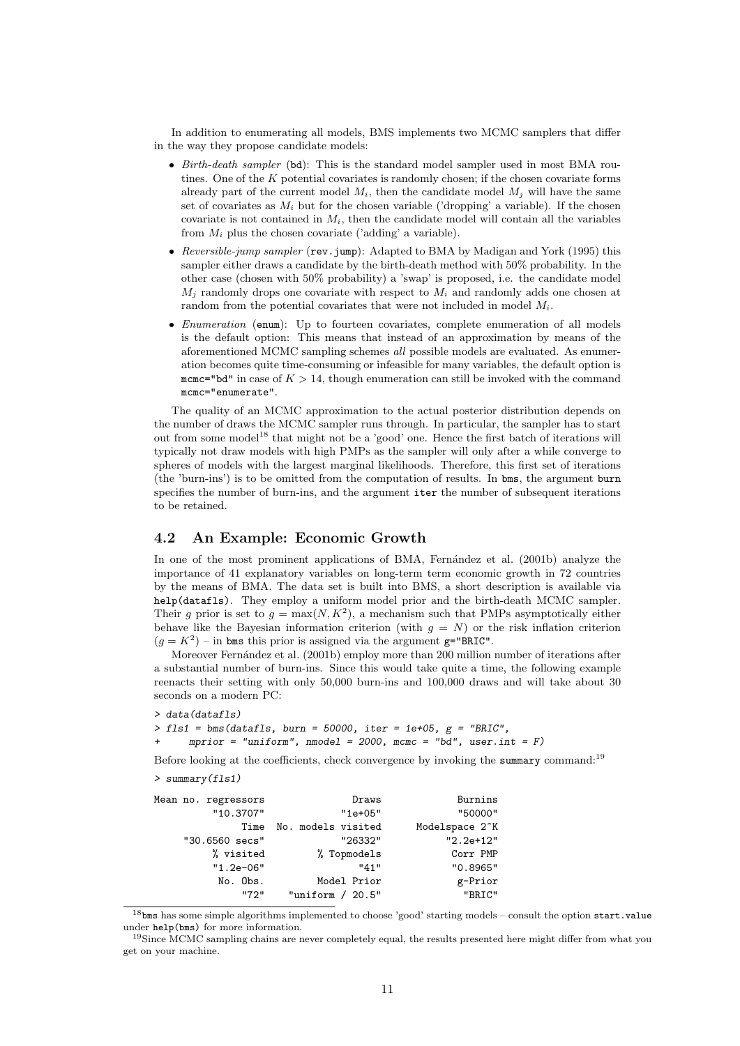In addition to enumerating all models, BMS implements two MCMC samplers that differ in the way they propose candidate models:

- *Birth-death sampler* (`bd`): This is the standard model sampler used in most BMA routines. One of the $K$ potential covariates is randomly chosen; if the chosen covariate forms already part of the current model $M_i$, then the candidate model $M_j$ will have the same set of covariates as $M_i$ but for the chosen variable ('dropping' a variable). If the chosen covariate is not contained in $M_i$, then the candidate model will contain all the variables from $M_i$ plus the chosen covariate ('adding' a variable).
- *Reversible-jump sampler* (`rev.jump`): Adapted to BMA by Madigan and York (1995) this sampler either draws a candidate by the birth-death method with 50% probability. In the other case (chosen with 50% probability) a 'swap' is proposed, i.e. the candidate model $M_j$ randomly drops one covariate with respect to $M_i$ and randomly adds one chosen at random from the potential covariates that were not included in model $M_i$.
- *Enumeration* (`enum`): Up to fourteen covariates, complete enumeration of all models is the default option: This means that instead of an approximation by means of the aforementioned MCMC sampling schemes *all* possible models are evaluated. As enumeration becomes quite time-consuming or infeasible for many variables, the default option is `mcmc="bd"` in case of $K > 14$, though enumeration can still be invoked with the command `mcmc="enumerate"`.

The quality of an MCMC approximation to the actual posterior distribution depends on the number of draws the MCMC sampler runs through. In particular, the sampler has to start out from some model[18] that might not be a 'good' one. Hence the first batch of iterations will typically not draw models with high PMPs as the sampler will only after a while converge to spheres of models with the largest marginal likelihoods. Therefore, this first set of iterations (the 'burn-ins') is to be omitted from the computation of results. In `bms`, the argument `burn` specifies the number of burn-ins, and the argument `iter` the number of subsequent iterations to be retained.

## 4.2 An Example: Economic Growth

In one of the most prominent applications of BMA, Fernández et al. (2001b) analyze the importance of 41 explanatory variables on long-term term economic growth in 72 countries by the means of BMA. The data set is built into BMS, a short description is available via `help(datafls)`. They employ a uniform model prior and the birth-death MCMC sampler. Their $g$ prior is set to $g = \max(N, K^2)$, a mechanism such that PMPs asymptotically either behave like the Bayesian information criterion (with $g = N$) or the risk inflation criterion ($g = K^2$) – in `bms` this prior is assigned via the argument `g="BRIC"`.

Moreover Fernández et al. (2001b) employ more than 200 million number of iterations after a substantial number of burn-ins. Since this would take quite a time, the following example reenacts their setting with only 50,000 burn-ins and 100,000 draws and will take about 30 seconds on a modern PC:

```
> data(datafls)
> fls1 = bms(datafls, burn = 50000, iter = 1e+05, g = "BRIC",
+     mprior = "uniform", nmodel = 2000, mcmc = "bd", user.int = F)
```

Before looking at the coefficients, check convergence by invoking the `summary` command:[19]

```
> summary(fls1)

Mean no. regressors               Draws             Burnins
          "10.3707"             "1e+05"             "50000"
               Time  No. models visited      Modelspace 2^K
     "30.6560 secs"             "26332"           "2.2e+12"
          % visited         % Topmodels            Corr PMP
          "1.2e-06"                "41"            "0.8965"
           No. Obs.         Model Prior             g-Prior
               "72"   "uniform / 20.5"              "BRIC"
```

[18] `bms` has some simple algorithms implemented to choose 'good' starting models – consult the option `start.value` under `help(bms)` for more information.

[19] Since MCMC sampling chains are never completely equal, the results presented here might differ from what you get on your machine.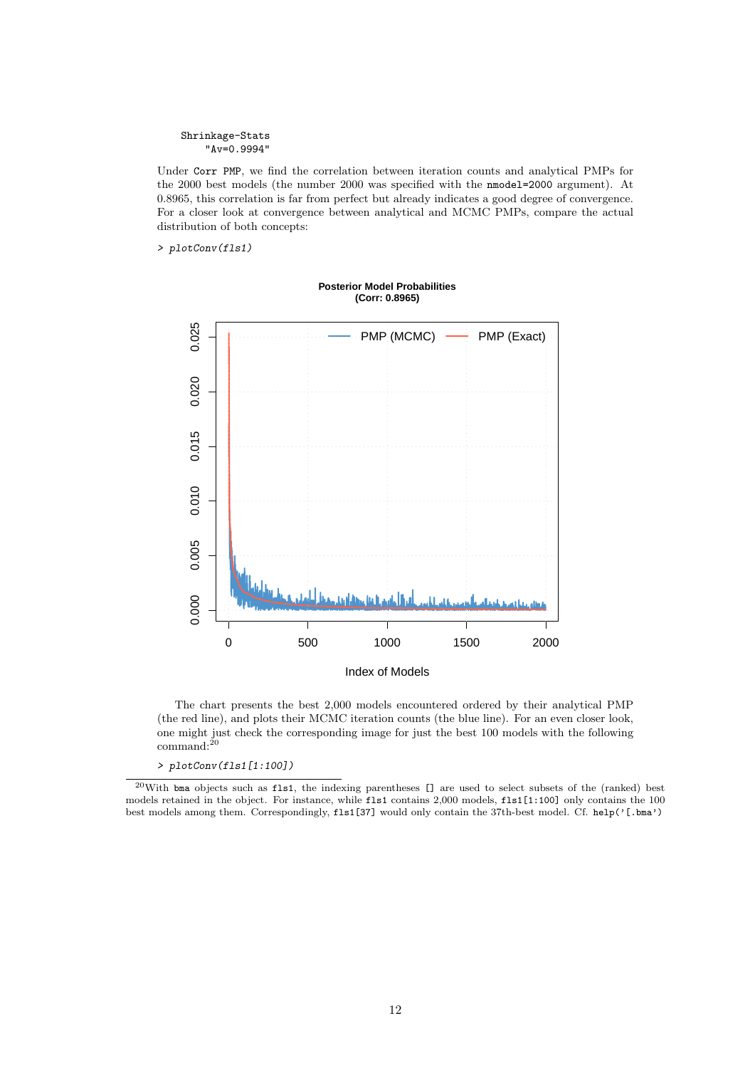```
Shrinkage-Stats
    "Av=0.9994"
```

Under `Corr PMP`, we find the correlation between iteration counts and analytical PMPs for the 2000 best models (the number 2000 was specified with the `nmodel=2000` argument). At 0.8965, this correlation is far from perfect but already indicates a good degree of convergence. For a closer look at convergence between analytical and MCMC PMPs, compare the actual distribution of both concepts:

```
> plotConv(fls1)
```

The chart presents the best 2,000 models encountered ordered by their analytical PMP (the red line), and plots their MCMC iteration counts (the blue line). For an even closer look, one might just check the corresponding image for just the best 100 models with the following command:[20]

```
> plotConv(fls1[1:100])
```

[20]With `bma` objects such as `fls1`, the indexing parentheses `[]` are used to select subsets of the (ranked) best models retained in the object. For instance, while `fls1` contains 2,000 models, `fls1[1:100]` only contains the 100 best models among them. Correspondingly, `fls1[37]` would only contain the 37th-best model. Cf. `help('[.bma')`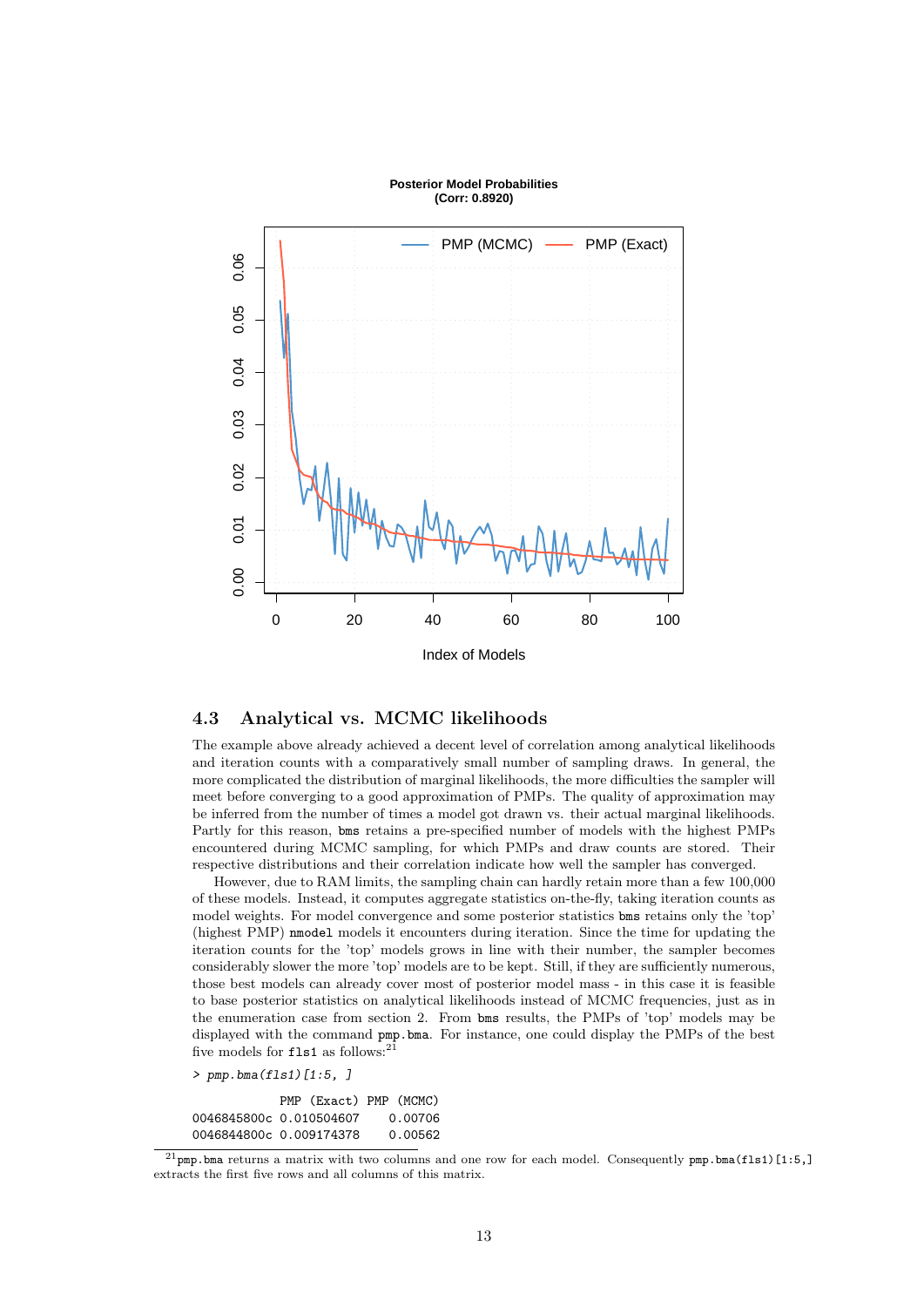## 4.3 Analytical vs. MCMC likelihoods

The example above already achieved a decent level of correlation among analytical likelihoods and iteration counts with a comparatively small number of sampling draws. In general, the more complicated the distribution of marginal likelihoods, the more difficulties the sampler will meet before converging to a good approximation of PMPs. The quality of approximation may be inferred from the number of times a model got drawn vs. their actual marginal likelihoods. Partly for this reason, `bms` retains a pre-specified number of models with the highest PMPs encountered during MCMC sampling, for which PMPs and draw counts are stored. Their respective distributions and their correlation indicate how well the sampler has converged.

However, due to RAM limits, the sampling chain can hardly retain more than a few 100,000 of these models. Instead, it computes aggregate statistics on-the-fly, taking iteration counts as model weights. For model convergence and some posterior statistics `bms` retains only the 'top' (highest PMP) `nmodel` models it encounters during iteration. Since the time for updating the iteration counts for the 'top' models grows in line with their number, the sampler becomes considerably slower the more 'top' models are to be kept. Still, if they are sufficiently numerous, those best models can already cover most of posterior model mass - in this case it is feasible to base posterior statistics on analytical likelihoods instead of MCMC frequencies, just as in the enumeration case from section 2. From `bms` results, the PMPs of 'top' models may be displayed with the command `pmp.bma`. For instance, one could display the PMPs of the best five models for `fls1` as follows:[21]

```
> pmp.bma(fls1)[1:5, ]

            PMP (Exact) PMP (MCMC)
0046845800c 0.010504607    0.00706
0046844800c 0.009174378    0.00562
```

[21] `pmp.bma` returns a matrix with two columns and one row for each model. Consequently `pmp.bma(fls1)[1:5,]` extracts the first five rows and all columns of this matrix.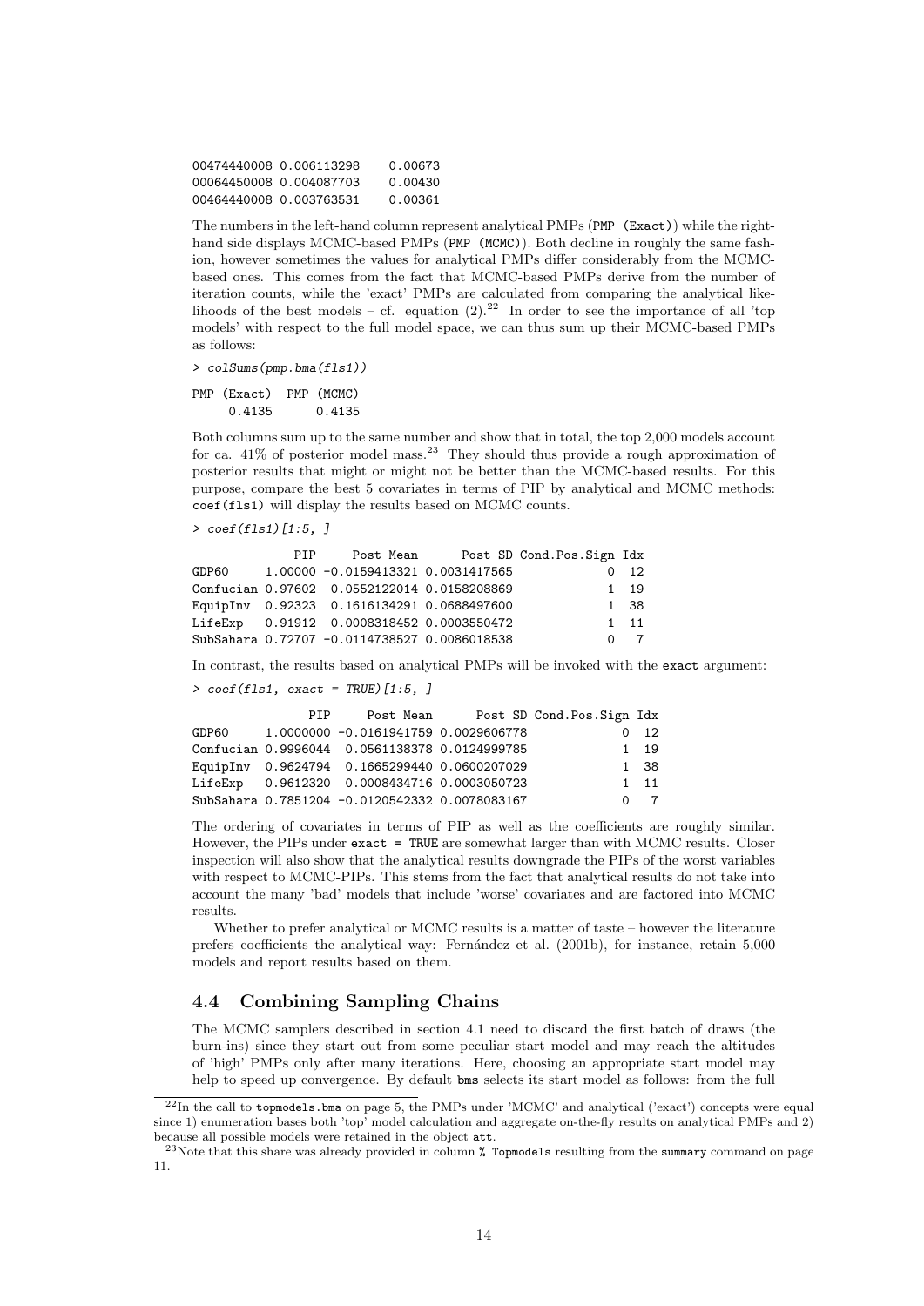```
00474440008 0.006113298    0.00673
00064450008 0.004087703    0.00430
00464440008 0.003763531    0.00361
```

The numbers in the left-hand column represent analytical PMPs (`PMP (Exact)`) while the right-hand side displays MCMC-based PMPs (`PMP (MCMC)`). Both decline in roughly the same fashion, however sometimes the values for analytical PMPs differ considerably from the MCMC-based ones. This comes from the fact that MCMC-based PMPs derive from the number of iteration counts, while the 'exact' PMPs are calculated from comparing the analytical likelihoods of the best models – cf. equation (2).[22] In order to see the importance of all 'top models' with respect to the full model space, we can thus sum up their MCMC-based PMPs as follows:

```
> colSums(pmp.bma(fls1))

PMP (Exact)  PMP (MCMC)
     0.4135      0.4135
```

Both columns sum up to the same number and show that in total, the top 2,000 models account for ca. 41% of posterior model mass.[23] They should thus provide a rough approximation of posterior results that might or might not be better than the MCMC-based results. For this purpose, compare the best 5 covariates in terms of PIP by analytical and MCMC methods: `coef(fls1)` will display the results based on MCMC counts.

```
> coef(fls1)[1:5, ]

              PIP     Post Mean      Post SD Cond.Pos.Sign Idx
GDP60     1.00000 -0.0159413321 0.0031417565             0  12
Confucian 0.97602  0.0552122014 0.0158208869             1  19
EquipInv  0.92323  0.1616134291 0.0688497600             1  38
LifeExp   0.91912  0.0008318452 0.0003550472             1  11
SubSahara 0.72707 -0.0114738527 0.0086018538             0   7
```

In contrast, the results based on analytical PMPs will be invoked with the `exact` argument:

```
> coef(fls1, exact = TRUE)[1:5, ]

                PIP     Post Mean      Post SD Cond.Pos.Sign Idx
GDP60     1.0000000 -0.0161941759 0.0029606778             0  12
Confucian 0.9996044  0.0561138378 0.0124999785             1  19
EquipInv  0.9624794  0.1665299440 0.0600207029             1  38
LifeExp   0.9612320  0.0008434716 0.0003050723             1  11
SubSahara 0.7851204 -0.0120542332 0.0078083167             0   7
```

The ordering of covariates in terms of PIP as well as the coefficients are roughly similar. However, the PIPs under `exact = TRUE` are somewhat larger than with MCMC results. Closer inspection will also show that the analytical results downgrade the PIPs of the worst variables with respect to MCMC-PIPs. This stems from the fact that analytical results do not take into account the many 'bad' models that include 'worse' covariates and are factored into MCMC results.

Whether to prefer analytical or MCMC results is a matter of taste – however the literature prefers coefficients the analytical way: Fernández et al. (2001b), for instance, retain 5,000 models and report results based on them.

## 4.4 Combining Sampling Chains

The MCMC samplers described in section 4.1 need to discard the first batch of draws (the burn-ins) since they start out from some peculiar start model and may reach the altitudes of 'high' PMPs only after many iterations. Here, choosing an appropriate start model may help to speed up convergence. By default `bms` selects its start model as follows: from the full

---

[22] In the call to `topmodels.bma` on page 5, the PMPs under 'MCMC' and analytical ('exact') concepts were equal since 1) enumeration bases both 'top' model calculation and aggregate on-the-fly results on analytical PMPs and 2) because all possible models were retained in the object `att`.

[23] Note that this share was already provided in column `% Topmodels` resulting from the `summary` command on page 11.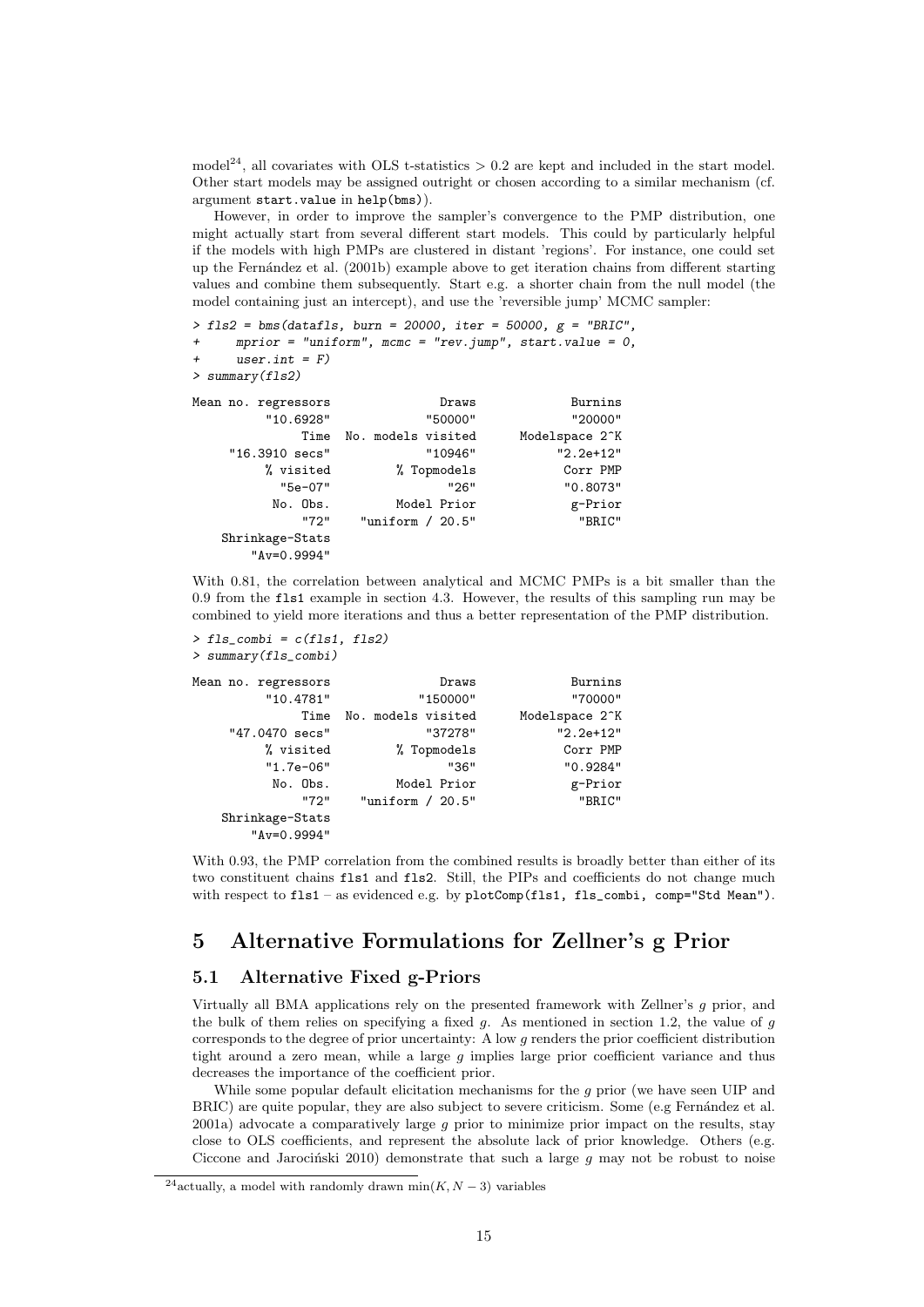model[24], all covariates with OLS t-statistics $> 0.2$ are kept and included in the start model. Other start models may be assigned outright or chosen according to a similar mechanism (cf. argument `start.value` in `help(bms)`).

However, in order to improve the sampler's convergence to the PMP distribution, one might actually start from several different start models. This could by particularly helpful if the models with high PMPs are clustered in distant 'regions'. For instance, one could set up the Fernández et al. (2001b) example above to get iteration chains from different starting values and combine them subsequently. Start e.g. a shorter chain from the null model (the model containing just an intercept), and use the 'reversible jump' MCMC sampler:

```
> fls2 = bms(datafls, burn = 20000, iter = 50000, g = "BRIC",
+     mprior = "uniform", mcmc = "rev.jump", start.value = 0,
+     user.int = F)
> summary(fls2)

Mean no. regressors               Draws             Burnins
          "10.6928"             "50000"             "20000"
               Time  No. models visited      Modelspace 2^K
     "16.3910 secs"             "10946"           "2.2e+12"
          % visited         % Topmodels            Corr PMP
           "5e-07"                "26"            "0.8073"
           No. Obs.         Model Prior             g-Prior
               "72"    "uniform / 20.5"              "BRIC"
    Shrinkage-Stats
        "Av=0.9994"
```

With 0.81, the correlation between analytical and MCMC PMPs is a bit smaller than the 0.9 from the `fls1` example in section 4.3. However, the results of this sampling run may be combined to yield more iterations and thus a better representation of the PMP distribution.

```
> fls_combi = c(fls1, fls2)
> summary(fls_combi)

Mean no. regressors               Draws             Burnins
          "10.4781"            "150000"             "70000"
               Time  No. models visited      Modelspace 2^K
     "47.0470 secs"             "37278"           "2.2e+12"
          % visited         % Topmodels            Corr PMP
          "1.7e-06"                "36"            "0.9284"
           No. Obs.         Model Prior             g-Prior
               "72"    "uniform / 20.5"              "BRIC"
    Shrinkage-Stats
        "Av=0.9994"
```

With 0.93, the PMP correlation from the combined results is broadly better than either of its two constituent chains `fls1` and `fls2`. Still, the PIPs and coefficients do not change much with respect to `fls1` – as evidenced e.g. by `plotComp(fls1, fls_combi, comp="Std Mean")`.

# 5 Alternative Formulations for Zellner's g Prior

## 5.1 Alternative Fixed g-Priors

Virtually all BMA applications rely on the presented framework with Zellner's $g$ prior, and the bulk of them relies on specifying a fixed $g$. As mentioned in section 1.2, the value of $g$ corresponds to the degree of prior uncertainty: A low $g$ renders the prior coefficient distribution tight around a zero mean, while a large $g$ implies large prior coefficient variance and thus decreases the importance of the coefficient prior.

While some popular default elicitation mechanisms for the $g$ prior (we have seen UIP and BRIC) are quite popular, they are also subject to severe criticism. Some (e.g Fernández et al. 2001a) advocate a comparatively large $g$ prior to minimize prior impact on the results, stay close to OLS coefficients, and represent the absolute lack of prior knowledge. Others (e.g. Ciccone and Jarociński 2010) demonstrate that such a large $g$ may not be robust to noise

[24] actually, a model with randomly drawn $\min(K, N-3)$ variables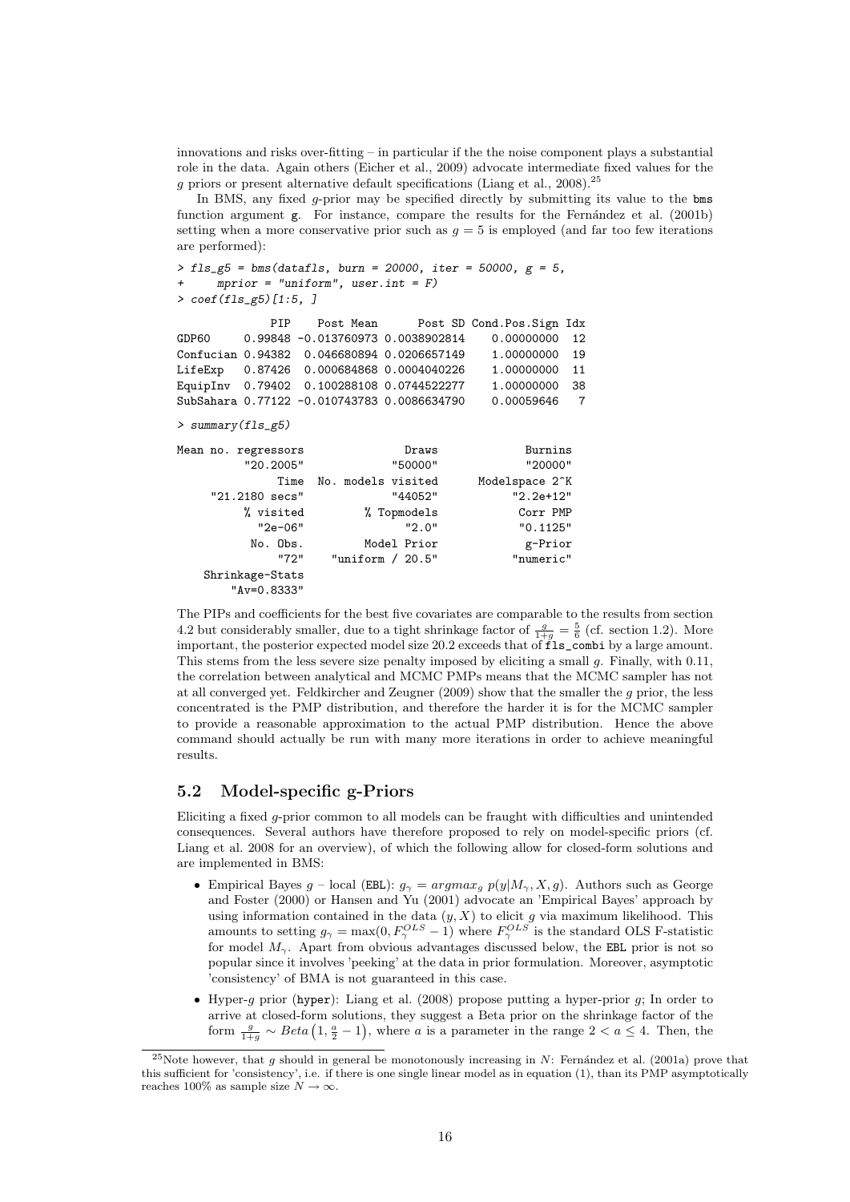innovations and risks over-fitting – in particular if the the noise component plays a substantial role in the data. Again others (Eicher et al., 2009) advocate intermediate fixed values for the $g$ priors or present alternative default specifications (Liang et al., 2008).[25]

In BMS, any fixed $g$-prior may be specified directly by submitting its value to the `bms` function argument `g`. For instance, compare the results for the Fernández et al. (2001b) setting when a more conservative prior such as $g = 5$ is employed (and far too few iterations are performed):

```
> fls_g5 = bms(datafls, burn = 20000, iter = 50000, g = 5,
+     mprior = "uniform", user.int = F)
> coef(fls_g5)[1:5, ]

              PIP    Post Mean      Post SD Cond.Pos.Sign Idx
GDP60     0.99848 -0.013760973 0.0038902814    0.00000000  12
Confucian 0.94382  0.046680894 0.0206657149    1.00000000  19
LifeExp   0.87426  0.000684868 0.0004040226    1.00000000  11
EquipInv  0.79402  0.100288108 0.0744522277    1.00000000  38
SubSahara 0.77122 -0.010743783 0.0086634790    0.00059646   7

> summary(fls_g5)

Mean no. regressors               Draws             Burnins
          "20.2005"             "50000"             "20000"
               Time  No. models visited      Modelspace 2^K
      "21.2180 secs"             "44052"           "2.2e+12"
          % visited         % Topmodels            Corr PMP
            "2e-06"               "2.0"            "0.1125"
           No. Obs.         Model Prior             g-Prior
               "72"    "uniform / 20.5"           "numeric"
    Shrinkage-Stats
        "Av=0.8333"
```

The PIPs and coefficients for the best five covariates are comparable to the results from section 4.2 but considerably smaller, due to a tight shrinkage factor of $\frac{g}{1+g} = \frac{5}{6}$ (cf. section 1.2). More important, the posterior expected model size 20.2 exceeds that of `fls_combi` by a large amount. This stems from the less severe size penalty imposed by eliciting a small $g$. Finally, with 0.11, the correlation between analytical and MCMC PMPs means that the MCMC sampler has not at all converged yet. Feldkircher and Zeugner (2009) show that the smaller the $g$ prior, the less concentrated is the PMP distribution, and therefore the harder it is for the MCMC sampler to provide a reasonable approximation to the actual PMP distribution. Hence the above command should actually be run with many more iterations in order to achieve meaningful results.

## 5.2 Model-specific g-Priors

Eliciting a fixed $g$-prior common to all models can be fraught with difficulties and unintended consequences. Several authors have therefore proposed to rely on model-specific priors (cf. Liang et al. 2008 for an overview), of which the following allow for closed-form solutions and are implemented in BMS:

- Empirical Bayes $g$ – local (`EBL`): $g_\gamma = argmax_g \; p(y|M_\gamma, X, g)$. Authors such as George and Foster (2000) or Hansen and Yu (2001) advocate an 'Empirical Bayes' approach by using information contained in the data $(y, X)$ to elicit $g$ via maximum likelihood. This amounts to setting $g_\gamma = \max(0, F_\gamma^{OLS} - 1)$ where $F_\gamma^{OLS}$ is the standard OLS F-statistic for model $M_\gamma$. Apart from obvious advantages discussed below, the `EBL` prior is not so popular since it involves 'peeking' at the data in prior formulation. Moreover, asymptotic 'consistency' of BMA is not guaranteed in this case.
- Hyper-$g$ prior (`hyper`): Liang et al. (2008) propose putting a hyper-prior $g$; In order to arrive at closed-form solutions, they suggest a Beta prior on the shrinkage factor of the form $\frac{g}{1+g} \sim Beta\left(1, \frac{a}{2} - 1\right)$, where $a$ is a parameter in the range $2 < a \leq 4$. Then, the

[25] Note however, that $g$ should in general be monotonously increasing in $N$: Fernández et al. (2001a) prove that this sufficient for 'consistency', i.e. if there is one single linear model as in equation (1), than its PMP asymptotically reaches 100% as sample size $N \to \infty$.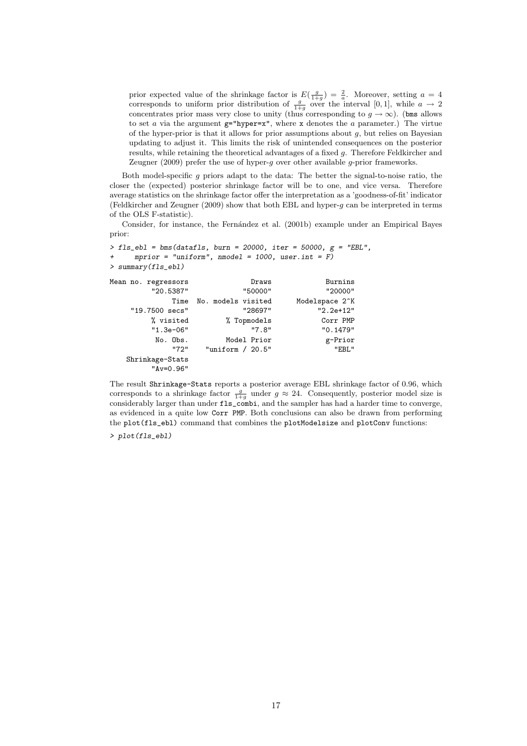prior expected value of the shrinkage factor is $E(\frac{g}{1+g}) = \frac{2}{a}$. Moreover, setting $a = 4$ corresponds to uniform prior distribution of $\frac{g}{1+g}$ over the interval $[0,1]$, while $a \rightarrow 2$ concentrates prior mass very close to unity (thus corresponding to $g \rightarrow \infty$). (`bms` allows to set $a$ via the argument `g="hyper=x"`, where `x` denotes the $a$ parameter.) The virtue of the hyper-prior is that it allows for prior assumptions about $g$, but relies on Bayesian updating to adjust it. This limits the risk of unintended consequences on the posterior results, while retaining the theoretical advantages of a fixed $g$. Therefore Feldkircher and Zeugner (2009) prefer the use of hyper-$g$ over other available $g$-prior frameworks.

Both model-specific $g$ priors adapt to the data: The better the signal-to-noise ratio, the closer the (expected) posterior shrinkage factor will be to one, and vice versa. Therefore average statistics on the shrinkage factor offer the interpretation as a 'goodness-of-fit' indicator (Feldkircher and Zeugner (2009) show that both EBL and hyper-$g$ can be interpreted in terms of the OLS F-statistic).

Consider, for instance, the Fernández et al. (2001b) example under an Empirical Bayes prior:

```
> fls_ebl = bms(datafls, burn = 20000, iter = 50000, g = "EBL",
+     mprior = "uniform", nmodel = 1000, user.int = F)
> summary(fls_ebl)
```

```
Mean no. regressors               Draws             Burnins 
          "20.5387"             "50000"             "20000" 
               Time  No. models visited      Modelspace 2^K 
     "19.7500 secs"             "28697"           "2.2e+12" 
          % visited         % Topmodels            Corr PMP 
          "1.3e-06"               "7.8"            "0.1479" 
           No. Obs.         Model Prior             g-Prior 
               "72"    "uniform / 20.5"               "EBL" 
    Shrinkage-Stats 
          "Av=0.96" 
```

The result `Shrinkage-Stats` reports a posterior average EBL shrinkage factor of 0.96, which corresponds to a shrinkage factor $\frac{g}{1+g}$ under $g \approx 24$. Consequently, posterior model size is considerably larger than under `fls_combi`, and the sampler has had a harder time to converge, as evidenced in a quite low `Corr PMP`. Both conclusions can also be drawn from performing the `plot(fls_ebl)` command that combines the `plotModelsize` and `plotConv` functions:

```
> plot(fls_ebl)
```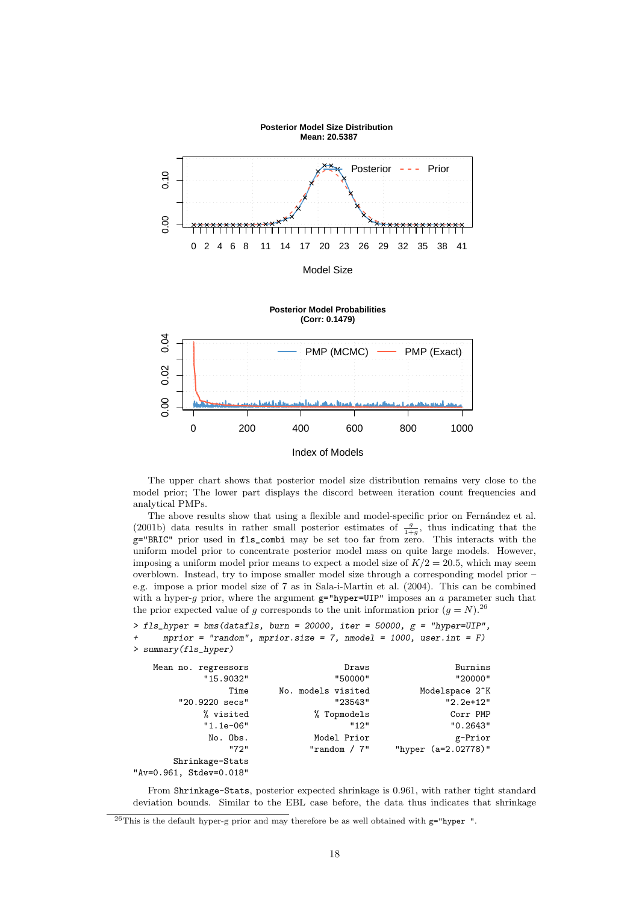The upper chart shows that posterior model size distribution remains very close to the model prior; The lower part displays the discord between iteration count frequencies and analytical PMPs.

The above results show that using a flexible and model-specific prior on Fernández et al. (2001b) data results in rather small posterior estimates of $\frac{g}{1+g}$, thus indicating that the g="BRIC" prior used in fls_combi may be set too far from zero. This interacts with the uniform model prior to concentrate posterior model mass on quite large models. However, imposing a uniform model prior means to expect a model size of $K/2 = 20.5$, which may seem overblown. Instead, try to impose smaller model size through a corresponding model prior – e.g. impose a prior model size of 7 as in Sala-i-Martin et al. (2004). This can be combined with a hyper-$g$ prior, where the argument g="hyper=UIP" imposes an $a$ parameter such that the prior expected value of $g$ corresponds to the unit information prior ($g = N$).[26]

```
> fls_hyper = bms(datafls, burn = 20000, iter = 50000, g = "hyper=UIP",
+     mprior = "random", mprior.size = 7, nmodel = 1000, user.int = F)
> summary(fls_hyper)
```

```
  Mean no. regressors                   Draws                   Burnins
            "15.9032"                 "50000"                   "20000"
                 Time       No. models visited            Modelspace 2^K
        "20.9220 secs"                 "23543"                  "2.2e+12"
            % visited               % Topmodels                  Corr PMP
            "1.1e-06"                    "12"                  "0.2643"
             No. Obs.               Model Prior                   g-Prior
                 "72"              "random / 7"       "hyper (a=2.02778)"
      Shrinkage-Stats
"Av=0.961, Stdev=0.018"
```

From Shrinkage-Stats, posterior expected shrinkage is 0.961, with rather tight standard deviation bounds. Similar to the EBL case before, the data thus indicates that shrinkage

[26]This is the default hyper-g prior and may therefore be as well obtained with g="hyper ".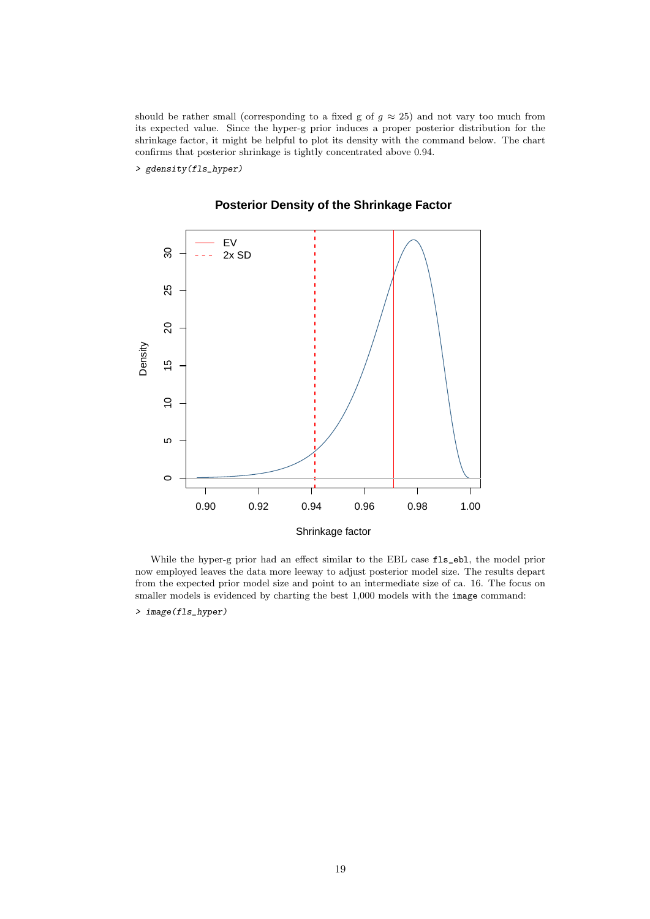should be rather small (corresponding to a fixed g of $g \approx 25$) and not vary too much from its expected value. Since the hyper-g prior induces a proper posterior distribution for the shrinkage factor, it might be helpful to plot its density with the command below. The chart confirms that posterior shrinkage is tightly concentrated above 0.94.

```
> gdensity(fls_hyper)
```

While the hyper-g prior had an effect similar to the EBL case `fls_ebl`, the model prior now employed leaves the data more leeway to adjust posterior model size. The results depart from the expected prior model size and point to an intermediate size of ca. 16. The focus on smaller models is evidenced by charting the best 1,000 models with the `image` command:

```
> image(fls_hyper)
```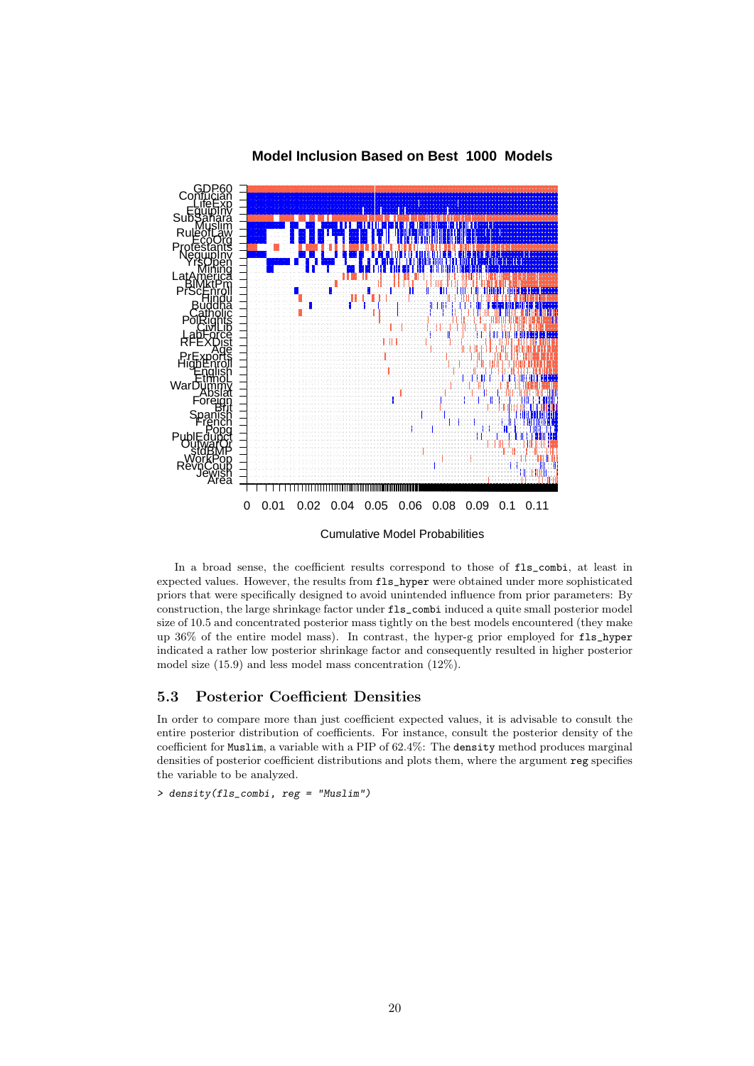In a broad sense, the coefficient results correspond to those of `fls_combi`, at least in expected values. However, the results from `fls_hyper` were obtained under more sophisticated priors that were specifically designed to avoid unintended influence from prior parameters: By construction, the large shrinkage factor under `fls_combi` induced a quite small posterior model size of 10.5 and concentrated posterior mass tightly on the best models encountered (they make up 36% of the entire model mass). In contrast, the hyper-g prior employed for `fls_hyper` indicated a rather low posterior shrinkage factor and consequently resulted in higher posterior model size (15.9) and less model mass concentration (12%).

## 5.3 Posterior Coefficient Densities

In order to compare more than just coefficient expected values, it is advisable to consult the entire posterior distribution of coefficients. For instance, consult the posterior density of the coefficient for `Muslim`, a variable with a PIP of 62.4%: The `density` method produces marginal densities of posterior coefficient distributions and plots them, where the argument `reg` specifies the variable to be analyzed.

```
> density(fls_combi, reg = "Muslim")
```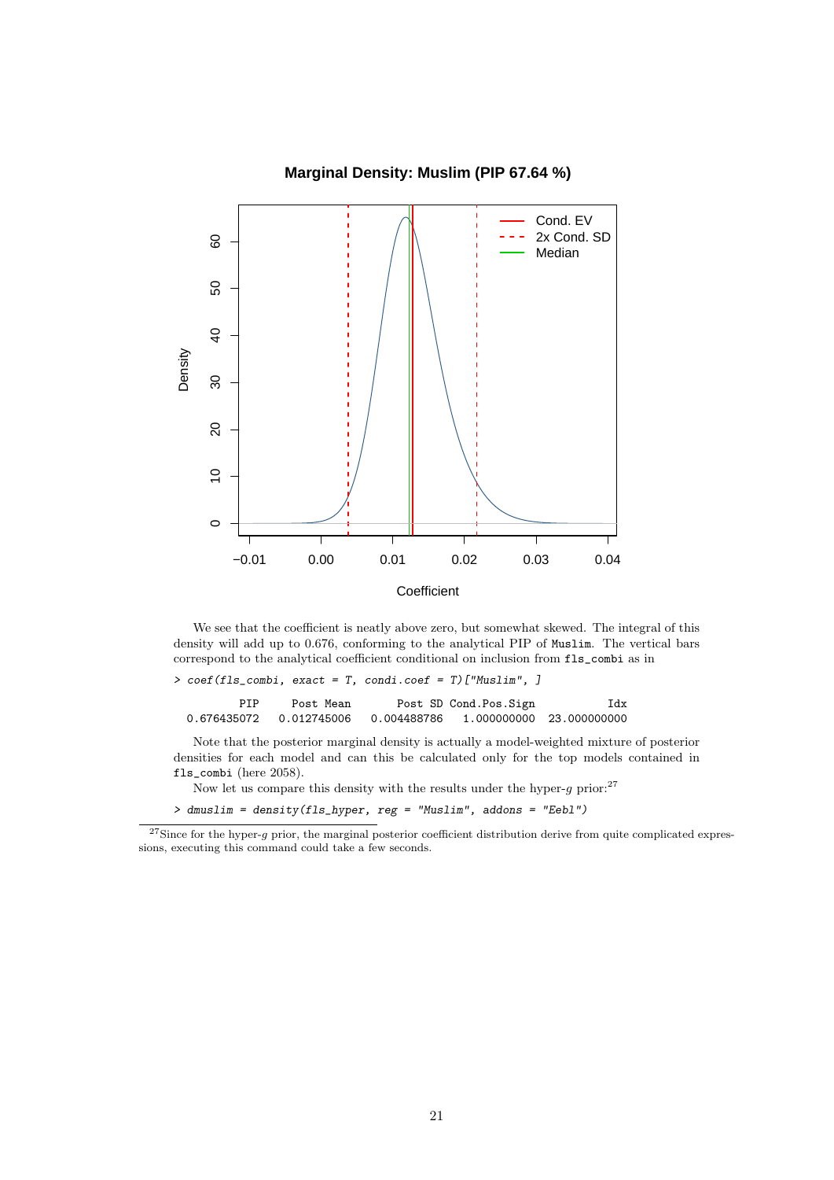We see that the coefficient is neatly above zero, but somewhat skewed. The integral of this density will add up to 0.676, conforming to the analytical PIP of Muslim. The vertical bars correspond to the analytical coefficient conditional on inclusion from fls_combi as in

```
> coef(fls_combi, exact = T, condi.coef = T)["Muslim", ]

         PIP     Post Mean       Post SD Cond.Pos.Sign           Idx
 0.676435072   0.012745006   0.004488786   1.000000000  23.000000000
```

Note that the posterior marginal density is actually a model-weighted mixture of posterior densities for each model and can this be calculated only for the top models contained in fls_combi (here 2058).

Now let us compare this density with the results under the hyper-$g$ prior:[27]

```
> dmuslim = density(fls_hyper, reg = "Muslim", addons = "Eebl")
```

[27] Since for the hyper-$g$ prior, the marginal posterior coefficient distribution derive from quite complicated expressions, executing this command could take a few seconds.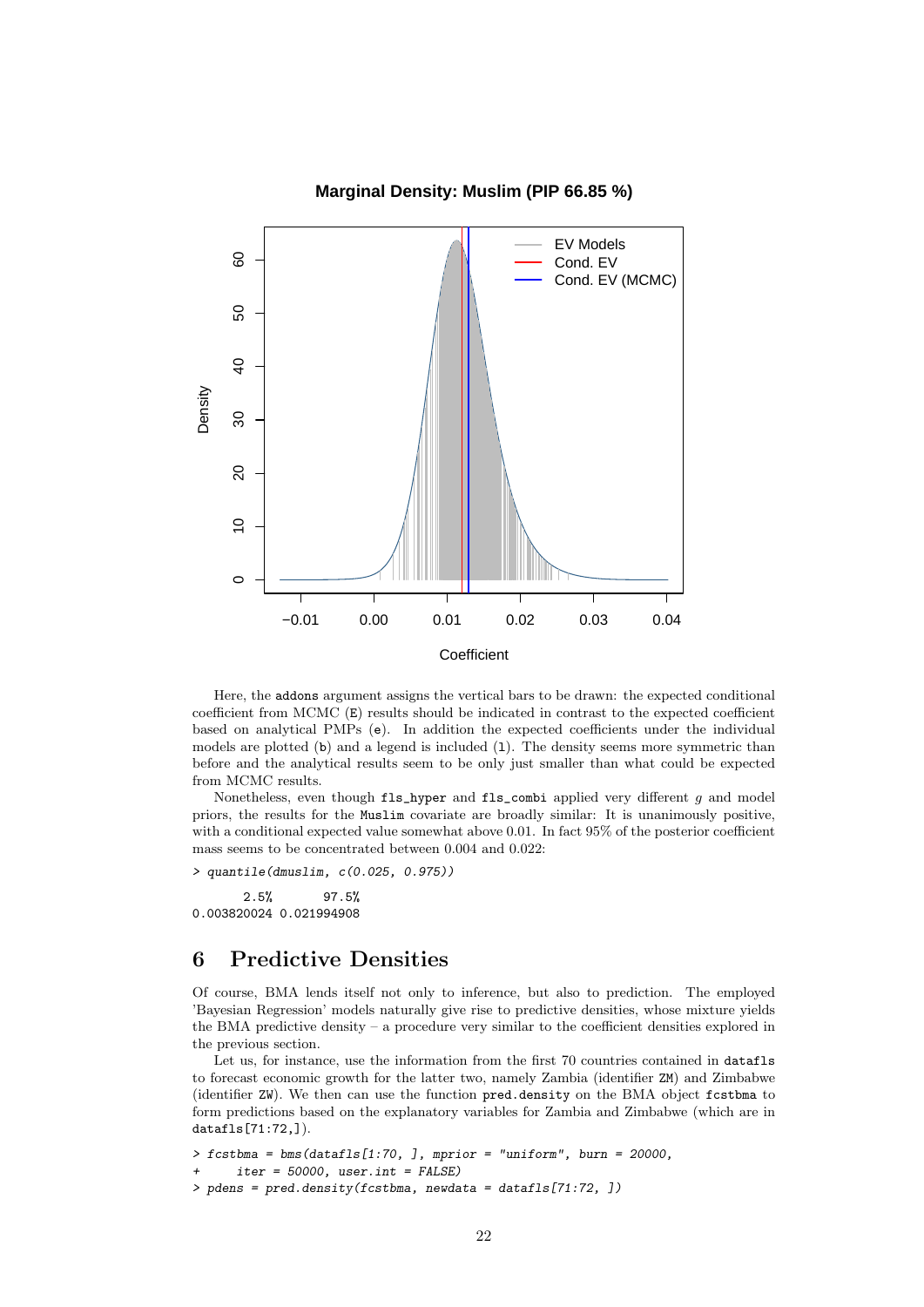Here, the addons argument assigns the vertical bars to be drawn: the expected conditional coefficient from MCMC (E) results should be indicated in contrast to the expected coefficient based on analytical PMPs (e). In addition the expected coefficients under the individual models are plotted (b) and a legend is included (l). The density seems more symmetric than before and the analytical results seem to be only just smaller than what could be expected from MCMC results.

Nonetheless, even though fls_hyper and fls_combi applied very different $g$ and model priors, the results for the Muslim covariate are broadly similar: It is unanimously positive, with a conditional expected value somewhat above 0.01. In fact 95% of the posterior coefficient mass seems to be concentrated between 0.004 and 0.022:

```
> quantile(dmuslim, c(0.025, 0.975))

       2.5%       97.5%
0.003820024 0.021994908
```

## 6 Predictive Densities

Of course, BMA lends itself not only to inference, but also to prediction. The employed 'Bayesian Regression' models naturally give rise to predictive densities, whose mixture yields the BMA predictive density – a procedure very similar to the coefficient densities explored in the previous section.

Let us, for instance, use the information from the first 70 countries contained in datafls to forecast economic growth for the latter two, namely Zambia (identifier ZM) and Zimbabwe (identifier ZW). We then can use the function pred.density on the BMA object fcstbma to form predictions based on the explanatory variables for Zambia and Zimbabwe (which are in datafls[71:72,]).

```
> fcstbma = bms(datafls[1:70, ], mprior = "uniform", burn = 20000,
+     iter = 50000, user.int = FALSE)
> pdens = pred.density(fcstbma, newdata = datafls[71:72, ])
```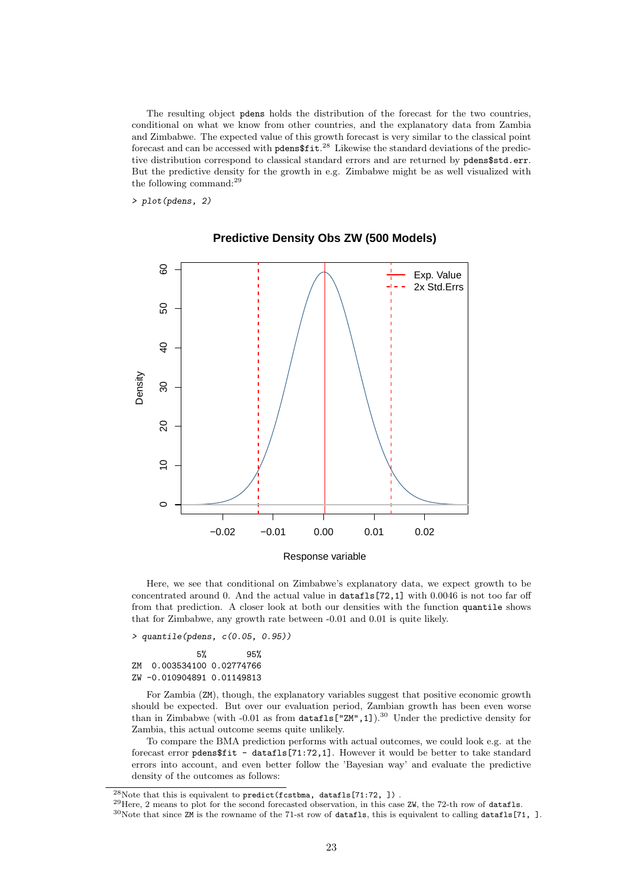The resulting object `pdens` holds the distribution of the forecast for the two countries, conditional on what we know from other countries, and the explanatory data from Zambia and Zimbabwe. The expected value of this growth forecast is very similar to the classical point forecast and can be accessed with `pdens$fit`.[28] Likewise the standard deviations of the predictive distribution correspond to classical standard errors and are returned by `pdens$std.err`. But the predictive density for the growth in e.g. Zimbabwe might be as well visualized with the following command:[29]

```
> plot(pdens, 2)
```

Here, we see that conditional on Zimbabwe's explanatory data, we expect growth to be concentrated around 0. And the actual value in `datafls[72,1]` with 0.0046 is not too far off from that prediction. A closer look at both our densities with the function `quantile` shows that for Zimbabwe, any growth rate between -0.01 and 0.01 is quite likely.

```
> quantile(pdens, c(0.05, 0.95))

            5%        95%
ZM  0.003534100 0.02774766
ZW -0.010904891 0.01149813
```

For Zambia (`ZM`), though, the explanatory variables suggest that positive economic growth should be expected. But over our evaluation period, Zambian growth has been even worse than in Zimbabwe (with -0.01 as from `datafls["ZM",1]`).[30] Under the predictive density for Zambia, this actual outcome seems quite unlikely.

To compare the BMA prediction performs with actual outcomes, we could look e.g. at the forecast error `pdens$fit - datafls[71:72,1]`. However it would be better to take standard errors into account, and even better follow the 'Bayesian way' and evaluate the predictive density of the outcomes as follows:

---

[28] Note that this is equivalent to `predict(fcstbma, datafls[71:72, ])` .

[29] Here, 2 means to plot for the second forecasted observation, in this case `ZW`, the 72-th row of `datafls`.

[30] Note that since `ZM` is the rowname of the 71-st row of `datafls`, this is equivalent to calling `datafls[71, ]`.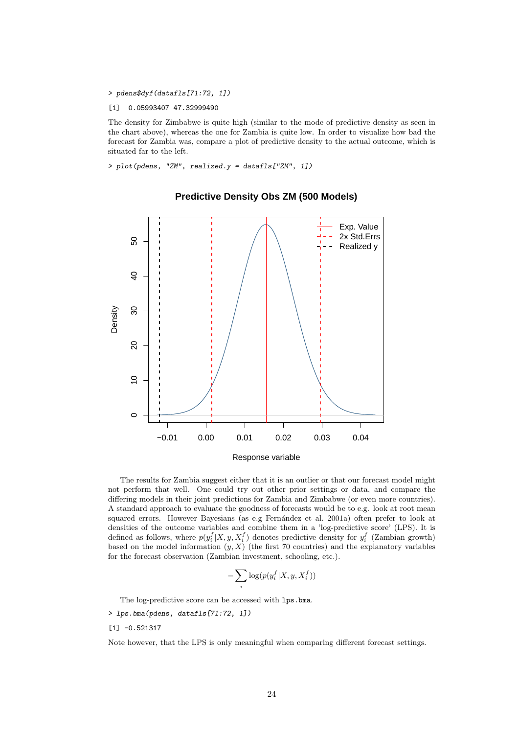```
> pdens$dyf(datafls[71:72, 1])
[1]  0.05993407 47.32999490
```

The density for Zimbabwe is quite high (similar to the mode of predictive density as seen in the chart above), whereas the one for Zambia is quite low. In order to visualize how bad the forecast for Zambia was, compare a plot of predictive density to the actual outcome, which is situated far to the left.

```
> plot(pdens, "ZM", realized.y = datafls["ZM", 1])
```

The results for Zambia suggest either that it is an outlier or that our forecast model might not perform that well. One could try out other prior settings or data, and compare the differing models in their joint predictions for Zambia and Zimbabwe (or even more countries). A standard approach to evaluate the goodness of forecasts would be to e.g. look at root mean squared errors. However Bayesians (as e.g Fernández et al. 2001a) often prefer to look at densities of the outcome variables and combine them in a 'log-predictive score' (LPS). It is defined as follows, where $p(y_i^f|X, y, X_i^f)$ denotes predictive density for $y_i^f$ (Zambian growth) based on the model information $(y, X)$ (the first 70 countries) and the explanatory variables for the forecast observation (Zambian investment, schooling, etc.).

$$- \sum_i \log(p(y_i^f|X, y, X_i^f))$$

The log-predictive score can be accessed with `lps.bma`.

```
> lps.bma(pdens, datafls[71:72, 1])
[1] -0.521317
```

Note however, that the LPS is only meaningful when comparing different forecast settings.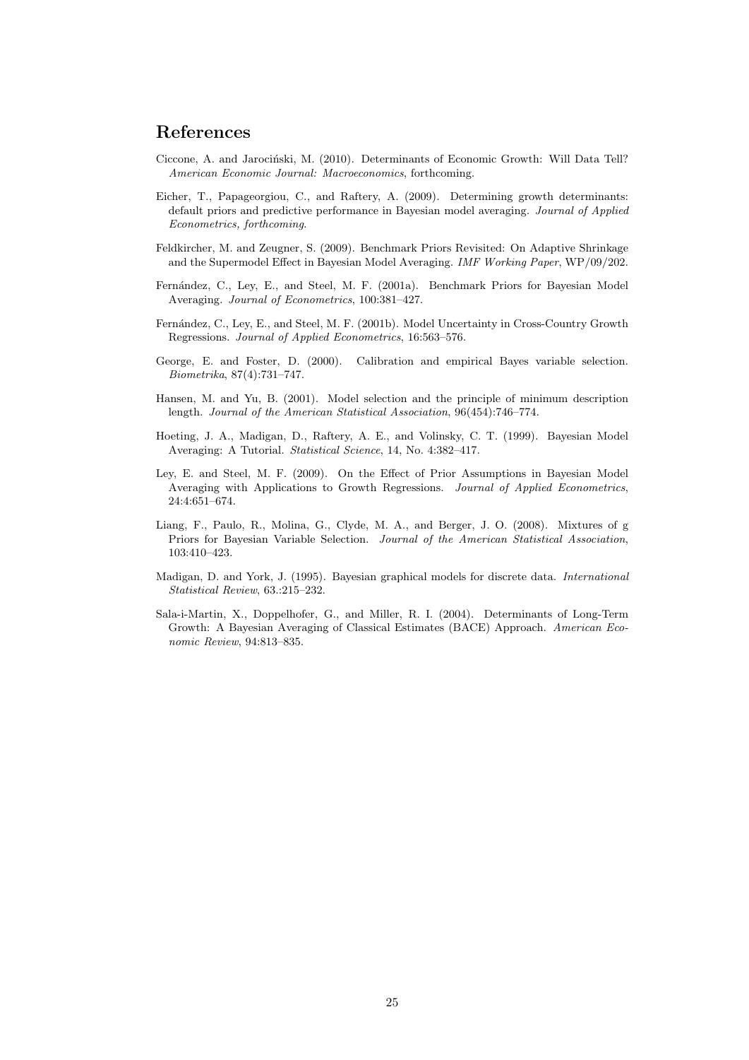## References

Ciccone, A. and Jarociński, M. (2010). Determinants of Economic Growth: Will Data Tell? *American Economic Journal: Macroeconomics*, forthcoming.

Eicher, T., Papageorgiou, C., and Raftery, A. (2009). Determining growth determinants: default priors and predictive performance in Bayesian model averaging. *Journal of Applied Econometrics, forthcoming*.

Feldkircher, M. and Zeugner, S. (2009). Benchmark Priors Revisited: On Adaptive Shrinkage and the Supermodel Effect in Bayesian Model Averaging. *IMF Working Paper*, WP/09/202.

Fernández, C., Ley, E., and Steel, M. F. (2001a). Benchmark Priors for Bayesian Model Averaging. *Journal of Econometrics*, 100:381–427.

Fernández, C., Ley, E., and Steel, M. F. (2001b). Model Uncertainty in Cross-Country Growth Regressions. *Journal of Applied Econometrics*, 16:563–576.

George, E. and Foster, D. (2000). Calibration and empirical Bayes variable selection. *Biometrika*, 87(4):731–747.

Hansen, M. and Yu, B. (2001). Model selection and the principle of minimum description length. *Journal of the American Statistical Association*, 96(454):746–774.

Hoeting, J. A., Madigan, D., Raftery, A. E., and Volinsky, C. T. (1999). Bayesian Model Averaging: A Tutorial. *Statistical Science*, 14, No. 4:382–417.

Ley, E. and Steel, M. F. (2009). On the Effect of Prior Assumptions in Bayesian Model Averaging with Applications to Growth Regressions. *Journal of Applied Econometrics*, 24:4:651–674.

Liang, F., Paulo, R., Molina, G., Clyde, M. A., and Berger, J. O. (2008). Mixtures of g Priors for Bayesian Variable Selection. *Journal of the American Statistical Association*, 103:410–423.

Madigan, D. and York, J. (1995). Bayesian graphical models for discrete data. *International Statistical Review*, 63.:215–232.

Sala-i-Martin, X., Doppelhofer, G., and Miller, R. I. (2004). Determinants of Long-Term Growth: A Bayesian Averaging of Classical Estimates (BACE) Approach. *American Economic Review*, 94:813–835.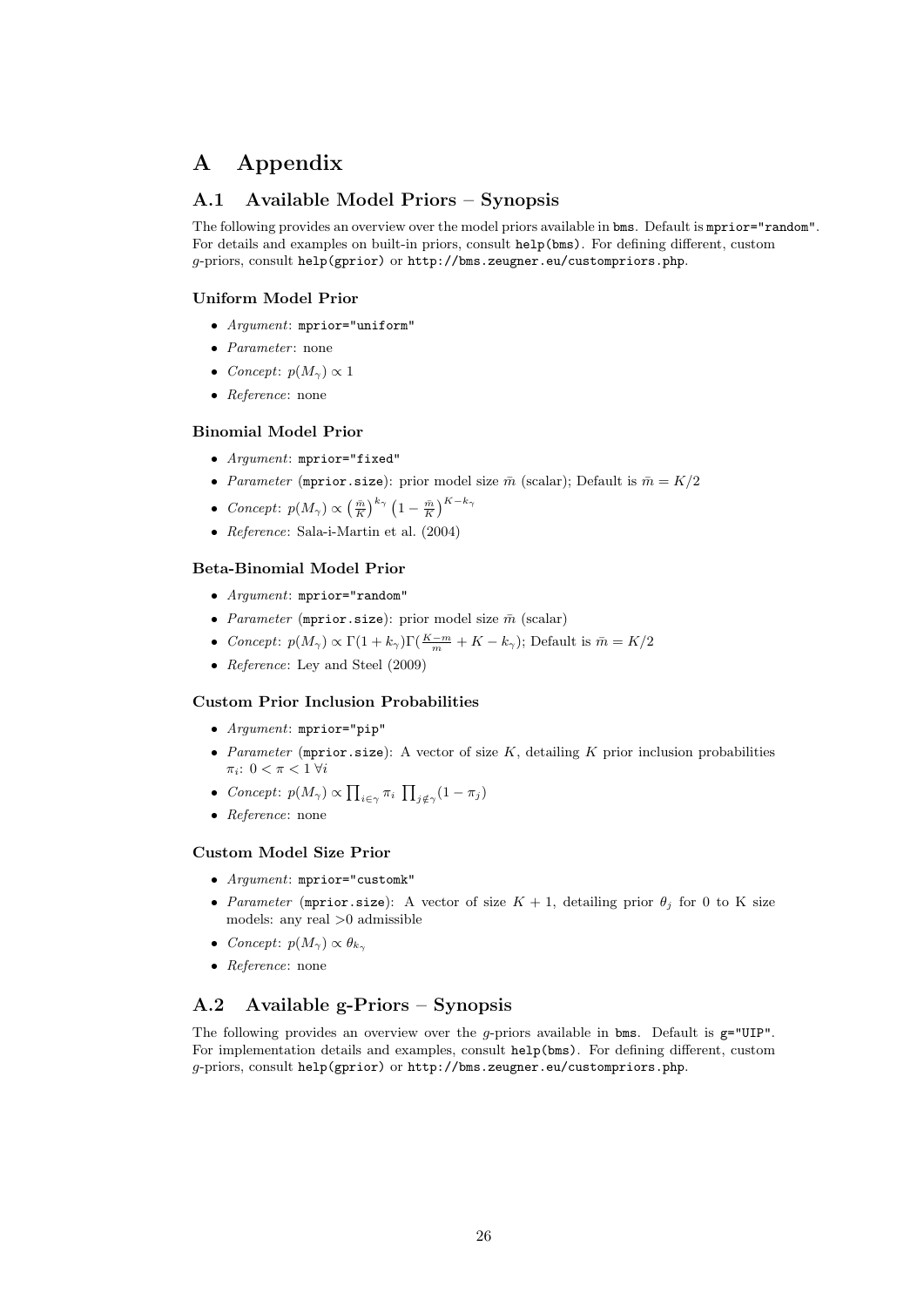# A Appendix

## A.1 Available Model Priors – Synopsis

The following provides an overview over the model priors available in `bms`. Default is `mprior="random"`. For details and examples on built-in priors, consult `help(bms)`. For defining different, custom $g$-priors, consult `help(gprior)` or `http://bms.zeugner.eu/custompriors.php`.

### Uniform Model Prior

- *Argument*: `mprior="uniform"`
- *Parameter*: none
- *Concept*: $p(M_\gamma) \propto 1$
- *Reference*: none

### Binomial Model Prior

- *Argument*: `mprior="fixed"`
- *Parameter* (`mprior.size`): prior model size $\bar{m}$ (scalar); Default is $\bar{m} = K/2$
- *Concept*: $p(M_\gamma) \propto \left(\frac{\bar{m}}{K}\right)^{k_\gamma} \left(1 - \frac{\bar{m}}{K}\right)^{K-k_\gamma}$
- *Reference*: Sala-i-Martin et al. (2004)

### Beta-Binomial Model Prior

- *Argument*: `mprior="random"`
- *Parameter* (`mprior.size`): prior model size $\bar{m}$ (scalar)
- *Concept*: $p(M_\gamma) \propto \Gamma(1 + k_\gamma)\Gamma(\frac{K-m}{m} + K - k_\gamma)$; Default is $\bar{m} = K/2$
- *Reference*: Ley and Steel (2009)

### Custom Prior Inclusion Probabilities

- *Argument*: `mprior="pip"`
- *Parameter* (`mprior.size`): A vector of size $K$, detailing $K$ prior inclusion probabilities $\pi_i$: $0 < \pi < 1 \; \forall i$
- *Concept*: $p(M_\gamma) \propto \prod_{i \in \gamma} \pi_i \prod_{j \notin \gamma} (1 - \pi_j)$
- *Reference*: none

### Custom Model Size Prior

- *Argument*: `mprior="customk"`
- *Parameter* (`mprior.size`): A vector of size $K + 1$, detailing prior $\theta_j$ for 0 to K size models: any real >0 admissible
- *Concept*: $p(M_\gamma) \propto \theta_{k_\gamma}$
- *Reference*: none

## A.2 Available g-Priors – Synopsis

The following provides an overview over the $g$-priors available in `bms`. Default is `g="UIP"`. For implementation details and examples, consult `help(bms)`. For defining different, custom $g$-priors, consult `help(gprior)` or `http://bms.zeugner.eu/custompriors.php`.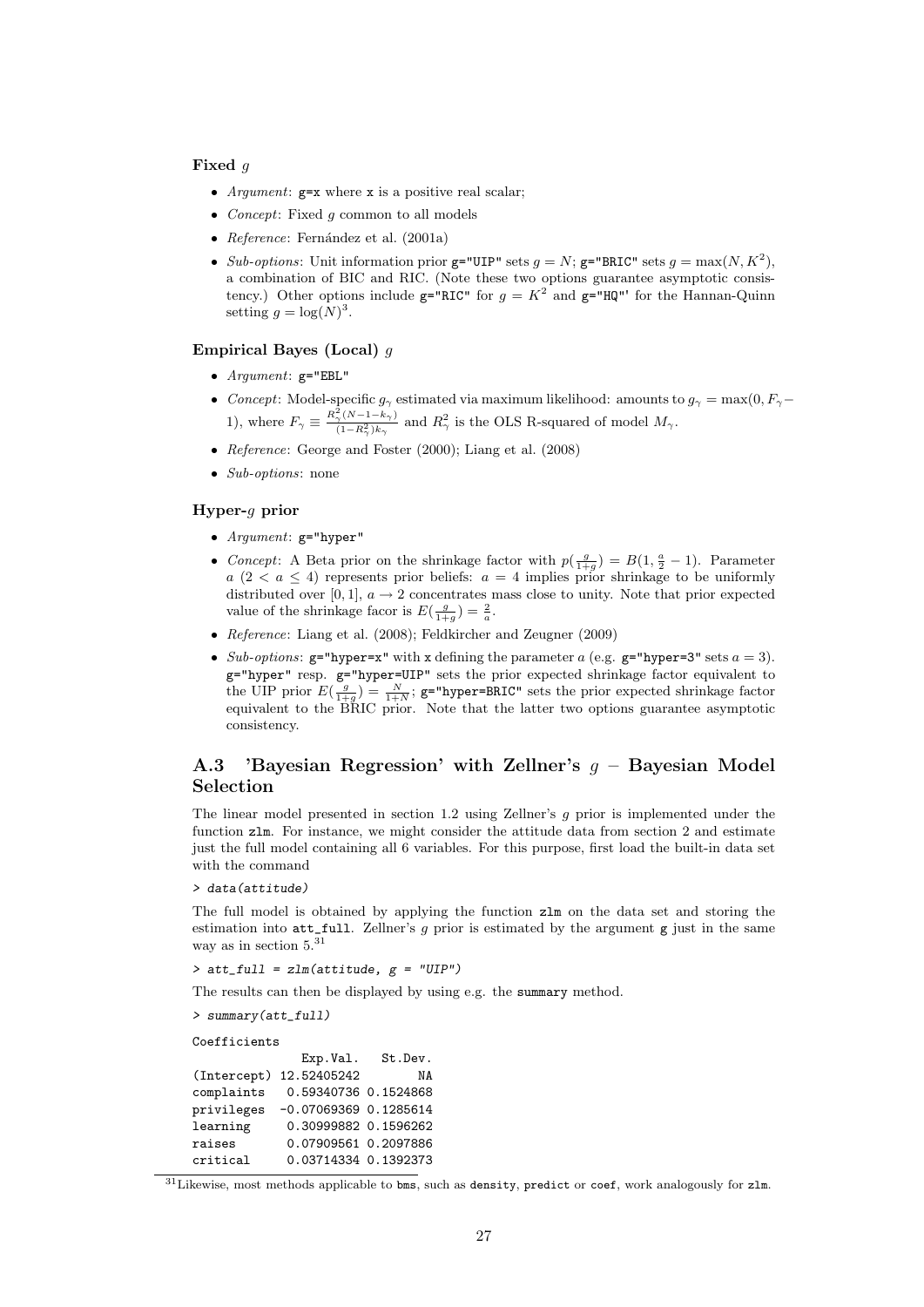#### Fixed $g$

- *Argument*: `g=x` where `x` is a positive real scalar;
- *Concept*: Fixed $g$ common to all models
- *Reference*: Fernández et al. (2001a)
- *Sub-options*: Unit information prior `g="UIP"` sets $g = N$; `g="BRIC"` sets $g = \max(N, K^2)$, a combination of BIC and RIC. (Note these two options guarantee asymptotic consistency.) Other options include `g="RIC"` for $g = K^2$ and `g="HQ"'` for the Hannan-Quinn setting $g = \log(N)^3$.

#### Empirical Bayes (Local) $g$

- *Argument*: `g="EBL"`
- *Concept*: Model-specific $g_\gamma$ estimated via maximum likelihood: amounts to $g_\gamma = \max(0, F_\gamma - 1)$, where $F_\gamma \equiv \frac{R^2_\gamma (N-1-k_\gamma)}{(1-R^2_\gamma)k_\gamma}$ and $R^2_\gamma$ is the OLS R-squared of model $M_\gamma$.
- *Reference*: George and Foster (2000); Liang et al. (2008)
- *Sub-options*: none

#### Hyper-$g$ prior

- *Argument*: `g="hyper"`
- *Concept*: A Beta prior on the shrinkage factor with $p(\frac{g}{1+g}) = B(1, \frac{a}{2} - 1)$. Parameter $a$ ($2 < a \leq 4$) represents prior beliefs: $a = 4$ implies prior shrinkage to be uniformly distributed over $[0, 1]$, $a \to 2$ concentrates mass close to unity. Note that prior expected value of the shrinkage facor is $E(\frac{g}{1+g}) = \frac{2}{a}$.
- *Reference*: Liang et al. (2008); Feldkircher and Zeugner (2009)
- *Sub-options*: `g="hyper=x"` with `x` defining the parameter $a$ (e.g. `g="hyper=3"` sets $a = 3$). `g="hyper"` resp. `g="hyper=UIP"` sets the prior expected shrinkage factor equivalent to the UIP prior $E(\frac{g}{1+g}) = \frac{N}{1+N}$; `g="hyper=BRIC"` sets the prior expected shrinkage factor equivalent to the BRIC prior. Note that the latter two options guarantee asymptotic consistency.

## A.3 'Bayesian Regression' with Zellner's $g$ – Bayesian Model Selection

The linear model presented in section 1.2 using Zellner's $g$ prior is implemented under the function `zlm`. For instance, we might consider the attitude data from section 2 and estimate just the full model containing all 6 variables. For this purpose, first load the built-in data set with the command

```
> data(attitude)
```

The full model is obtained by applying the function `zlm` on the data set and storing the estimation into `att_full`. Zellner's $g$ prior is estimated by the argument `g` just in the same way as in section 5.[31]

```
> att_full = zlm(attitude, g = "UIP")
```

The results can then be displayed by using e.g. the `summary` method.

```
> summary(att_full)
```

```
Coefficients
               Exp.Val.   St.Dev.
(Intercept) 12.52405242        NA
complaints   0.59340736 0.1524868
privileges  -0.07069369 0.1285614
learning     0.30999882 0.1596262
raises       0.07909561 0.2097886
critical     0.03714334 0.1392373
```

[31] Likewise, most methods applicable to `bms`, such as `density`, `predict` or `coef`, work analogously for `zlm`.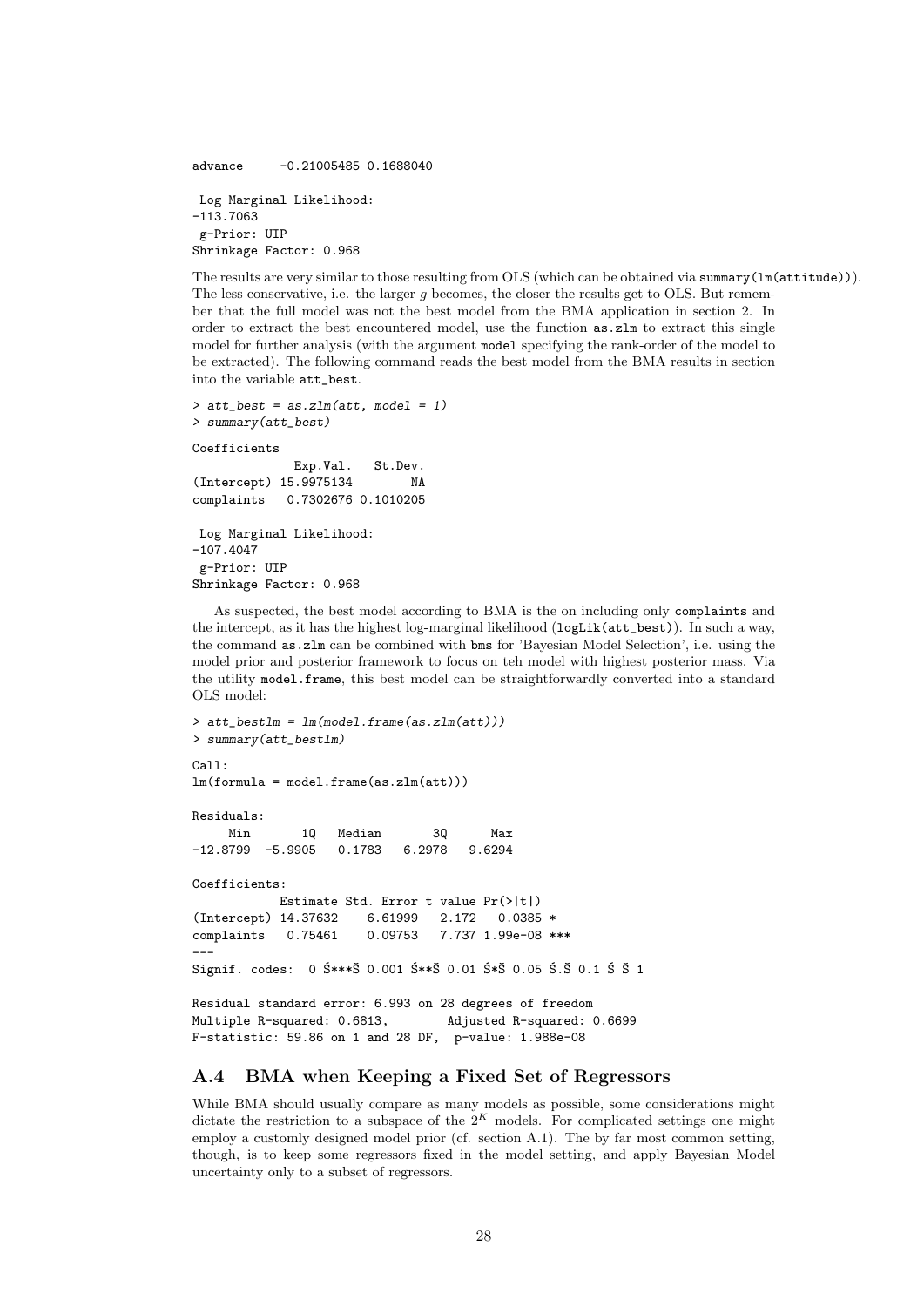```
advance     -0.21005485 0.1688040

 Log Marginal Likelihood:
-113.7063
 g-Prior: UIP
Shrinkage Factor: 0.968
```

The results are very similar to those resulting from OLS (which can be obtained via `summary(lm(attitude))`). The less conservative, i.e. the larger $g$ becomes, the closer the results get to OLS. But remember that the full model was not the best model from the BMA application in section 2. In order to extract the best encountered model, use the function `as.zlm` to extract this single model for further analysis (with the argument `model` specifying the rank-order of the model to be extracted). The following command reads the best model from the BMA results in section into the variable `att_best`.

```
> att_best = as.zlm(att, model = 1)
> summary(att_best)

Coefficients
              Exp.Val.   St.Dev.
(Intercept) 15.9975134        NA
complaints   0.7302676 0.1010205

 Log Marginal Likelihood:
-107.4047
 g-Prior: UIP
Shrinkage Factor: 0.968
```

As suspected, the best model according to BMA is the on including only `complaints` and the intercept, as it has the highest log-marginal likelihood (`logLik(att_best)`). In such a way, the command `as.zlm` can be combined with `bms` for 'Bayesian Model Selection', i.e. using the model prior and posterior framework to focus on teh model with highest posterior mass. Via the utility `model.frame`, this best model can be straightforwardly converted into a standard OLS model:

```
> att_bestlm = lm(model.frame(as.zlm(att)))
> summary(att_bestlm)

Call:
lm(formula = model.frame(as.zlm(att)))

Residuals:
     Min       1Q   Median       3Q      Max
-12.8799  -5.9905   0.1783   6.2978   9.6294

Coefficients:
            Estimate Std. Error t value Pr(>|t|)
(Intercept) 14.37632    6.61999   2.172   0.0385 *
complaints   0.75461    0.09753   7.737 1.99e-08 ***
---
Signif. codes:  0 Ś***Š 0.001 Ś**Š 0.01 Ś*Š 0.05 Ś.Š 0.1 Ś Š 1

Residual standard error: 6.993 on 28 degrees of freedom
Multiple R-squared: 0.6813,        Adjusted R-squared: 0.6699
F-statistic: 59.86 on 1 and 28 DF,  p-value: 1.988e-08
```

## A.4 BMA when Keeping a Fixed Set of Regressors

While BMA should usually compare as many models as possible, some considerations might dictate the restriction to a subspace of the $2^K$ models. For complicated settings one might employ a customly designed model prior (cf. section A.1). The by far most common setting, though, is to keep some regressors fixed in the model setting, and apply Bayesian Model uncertainty only to a subset of regressors.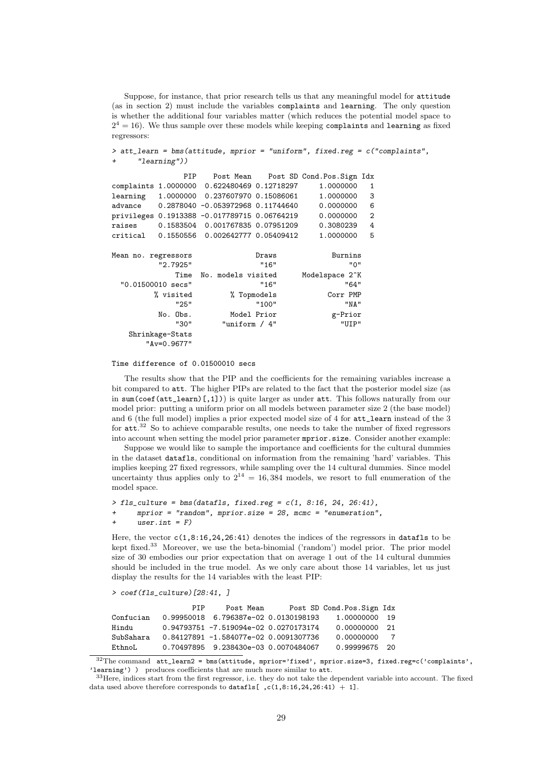Suppose, for instance, that prior research tells us that any meaningful model for `attitude` (as in section 2) must include the variables `complaints` and `learning`. The only question is whether the additional four variables matter (which reduces the potential model space to $2^4 = 16$). We thus sample over these models while keeping `complaints` and `learning` as fixed regressors:

```
> att_learn = bms(attitude, mprior = "uniform", fixed.reg = c("complaints",
+     "learning"))

                 PIP    Post Mean    Post SD Cond.Pos.Sign Idx
complaints 1.0000000  0.622480469 0.12718297     1.0000000   1
learning   1.0000000  0.237607970 0.15086061     1.0000000   3
advance    0.2878040 -0.053972968 0.11744640     0.0000000   6
privileges 0.1913388 -0.017789715 0.06764219     0.0000000   2
raises     0.1583504  0.001767835 0.07951209     0.3080239   4
critical   0.1550556  0.002642777 0.05409412     1.0000000   5

Mean no. regressors               Draws             Burnins
           "2.7925"                "16"                 "0"
               Time  No. models visited      Modelspace 2^K
  "0.01500010 secs"                "16"                "64"
          % visited         % Topmodels            Corr PMP
               "25"               "100"                "NA"
           No. Obs.         Model Prior             g-Prior
               "30"       "uniform / 4"               "UIP"
    Shrinkage-Stats
        "Av=0.9677"

Time difference of 0.01500010 secs
```

The results show that the PIP and the coefficients for the remaining variables increase a bit compared to `att`. The higher PIPs are related to the fact that the posterior model size (as in `sum(coef(att_learn)[,1])`) is quite larger as under `att`. This follows naturally from our model prior: putting a uniform prior on all models between parameter size 2 (the base model) and 6 (the full model) implies a prior expected model size of 4 for `att_learn` instead of the 3 for `att`.[32] So to achieve comparable results, one needs to take the number of fixed regressors into account when setting the model prior parameter `mprior.size`. Consider another example:

Suppose we would like to sample the importance and coefficients for the cultural dummies in the dataset `datafls`, conditional on information from the remaining 'hard' variables. This implies keeping 27 fixed regressors, while sampling over the 14 cultural dummies. Since model uncertainty thus applies only to $2^{14} = 16,384$ models, we resort to full enumeration of the model space.

```
> fls_culture = bms(datafls, fixed.reg = c(1, 8:16, 24, 26:41),
+     mprior = "random", mprior.size = 28, mcmc = "enumeration",
+     user.int = F)
```

Here, the vector `c(1,8:16,24,26:41)` denotes the indices of the regressors in `datafls` to be kept fixed.[33] Moreover, we use the beta-binomial ('random') model prior. The prior model size of 30 embodies our prior expectation that on average 1 out of the 14 cultural dummies should be included in the true model. As we only care about those 14 variables, let us just display the results for the 14 variables with the least PIP:

```
> coef(fls_culture)[28:41, ]

                 PIP     Post Mean      Post SD Cond.Pos.Sign Idx
Confucian  0.99950018  6.796387e-02 0.0130198193    1.00000000  19
Hindu      0.94793751 -7.519094e-02 0.0270173174    0.00000000  21
SubSahara  0.84127891 -1.584077e-02 0.0091307736    0.00000000   7
EthnoL     0.70497895  9.238430e-03 0.0070484067    0.99999675  20
```

---

[32] The command `att_learn2 = bms(attitude, mprior='fixed', mprior.size=3, fixed.reg=c('complaints', 'learning') )` produces coefficients that are much more similar to `att`.

[33] Here, indices start from the first regressor, i.e. they do not take the dependent variable into account. The fixed data used above therefore corresponds to `datafls[ ,c(1,8:16,24,26:41) + 1]`.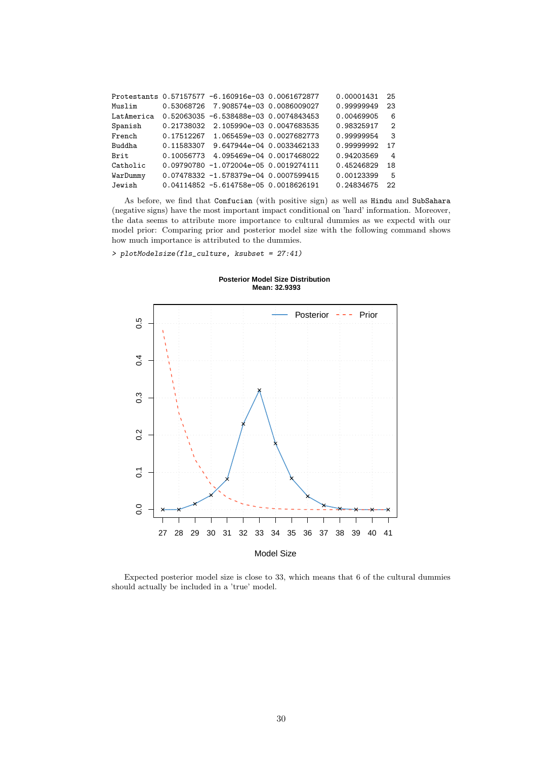```
Protestants 0.57157577 -6.160916e-03 0.0061672877    0.00001431  25
Muslim      0.53068726  7.908574e-03 0.0086009027    0.99999949  23
LatAmerica  0.52063035 -6.538488e-03 0.0074843453    0.00469905   6
Spanish     0.21738032  2.105990e-03 0.0047683535    0.98325917   2
French      0.17512267  1.065459e-03 0.0027682773    0.99999954   3
Buddha      0.11583307  9.647944e-04 0.0033462133    0.99999992  17
Brit        0.10056773  4.095469e-04 0.0017468022    0.94203569   4
Catholic    0.09790780 -1.072004e-05 0.0019274111    0.45246829  18
WarDummy    0.07478332 -1.578379e-04 0.0007599415    0.00123399   5
Jewish      0.04114852 -5.614758e-05 0.0018626191    0.24834675  22
```

As before, we find that `Confucian` (with positive sign) as well as `Hindu` and `SubSahara` (negative signs) have the most important impact conditional on 'hard' information. Moreover, the data seems to attribute more importance to cultural dummies as we expectd with our model prior: Comparing prior and posterior model size with the following command shows how much importance is attributed to the dummies.

```
> plotModelsize(fls_culture, ksubset = 27:41)
```

**Posterior Model Size Distribution**
**Mean: 32.9393**

Posterior
Prior

0.0
0.1
0.2
0.3
0.4
0.5

27 28 29 30 31 32 33 34 35 36 37 38 39 40 41

Model Size

Expected posterior model size is close to 33, which means that 6 of the cultural dummies should actually be included in a 'true' model.